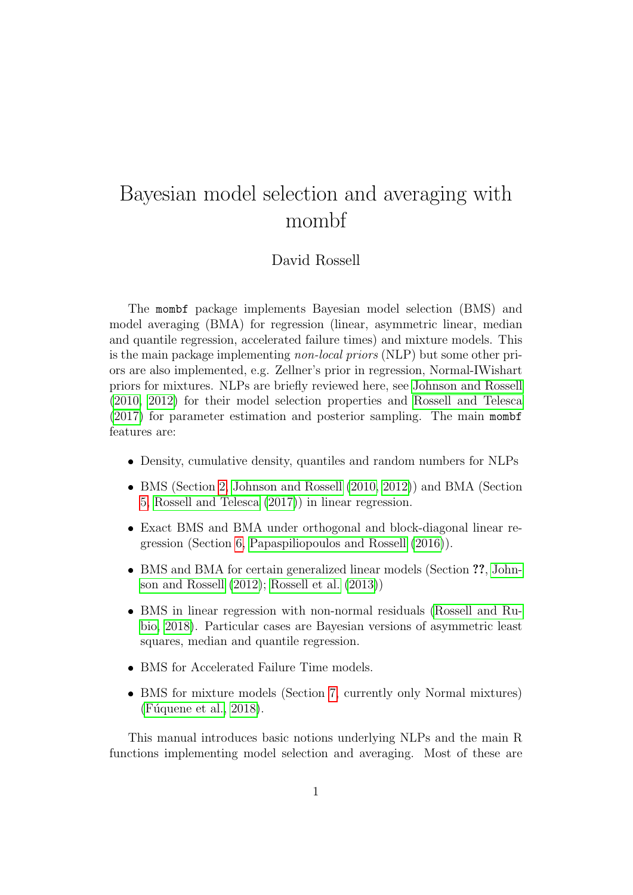# Bayesian model selection and averaging with mombf

David Rossell

The `mombf` package implements Bayesian model selection (BMS) and model averaging (BMA) for regression (linear, asymmetric linear, median and quantile regression, accelerated failure times) and mixture models. This is the main package implementing *non-local priors* (NLP) but some other priors are also implemented, e.g. Zellner's prior in regression, Normal-IWishart priors for mixtures. NLPs are briefly reviewed here, see Johnson and Rossell (2010, 2012) for their model selection properties and Rossell and Telesca (2017) for parameter estimation and posterior sampling. The main `mombf` features are:

- Density, cumulative density, quantiles and random numbers for NLPs
- BMS (Section 2, Johnson and Rossell (2010, 2012)) and BMA (Section 5, Rossell and Telesca (2017)) in linear regression.
- Exact BMS and BMA under orthogonal and block-diagonal linear regression (Section 6, Papaspiliopoulos and Rossell (2016)).
- BMS and BMA for certain generalized linear models (Section **??**, Johnson and Rossell (2012); Rossell et al. (2013))
- BMS in linear regression with non-normal residuals (Rossell and Rubio, 2018). Particular cases are Bayesian versions of asymmetric least squares, median and quantile regression.
- BMS for Accelerated Failure Time models.
- BMS for mixture models (Section 7, currently only Normal mixtures) (Fúquene et al., 2018).

This manual introduces basic notions underlying NLPs and the main R functions implementing model selection and averaging. Most of these are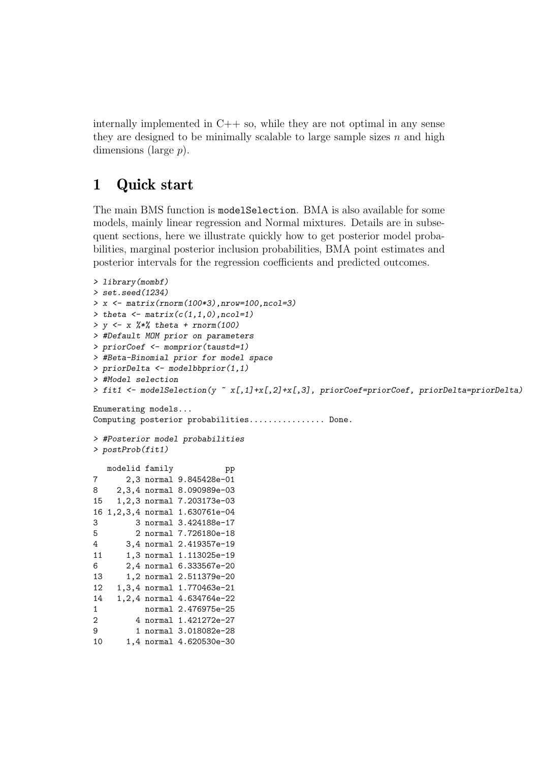internally implemented in C++ so, while they are not optimal in any sense they are designed to be minimally scalable to large sample sizes $n$ and high dimensions (large $p$).

# 1 Quick start

The main BMS function is `modelSelection`. BMA is also available for some models, mainly linear regression and Normal mixtures. Details are in subsequent sections, here we illustrate quickly how to get posterior model probabilities, marginal posterior inclusion probabilities, BMA point estimates and posterior intervals for the regression coefficients and predicted outcomes.

```
> library(mombf)
> set.seed(1234)
> x <- matrix(rnorm(100*3),nrow=100,ncol=3)
> theta <- matrix(c(1,1,0),ncol=1)
> y <- x %*% theta + rnorm(100)
> #Default MOM prior on parameters
> priorCoef <- momprior(taustd=1)
> #Beta-Binomial prior for model space
> priorDelta <- modelbbprior(1,1)
> #Model selection
> fit1 <- modelSelection(y ~ x[,1]+x[,2]+x[,3], priorCoef=priorCoef, priorDelta=priorDelta)

Enumerating models...
Computing posterior probabilities................ Done.

> #Posterior model probabilities
> postProb(fit1)

   modelid family           pp
7      2,3 normal 9.845428e-01
8    2,3,4 normal 8.090989e-03
15   1,2,3 normal 7.203173e-03
16 1,2,3,4 normal 1.630761e-04
3        3 normal 3.424188e-17
5        2 normal 7.726180e-18
4      3,4 normal 2.419357e-19
11     1,3 normal 1.113025e-19
6      2,4 normal 6.333567e-20
13     1,2 normal 2.511379e-20
12   1,3,4 normal 1.770463e-21
14   1,2,4 normal 4.634764e-22
1          normal 2.476975e-25
2        4 normal 1.421272e-27
9        1 normal 3.018082e-28
10     1,4 normal 4.620530e-30
```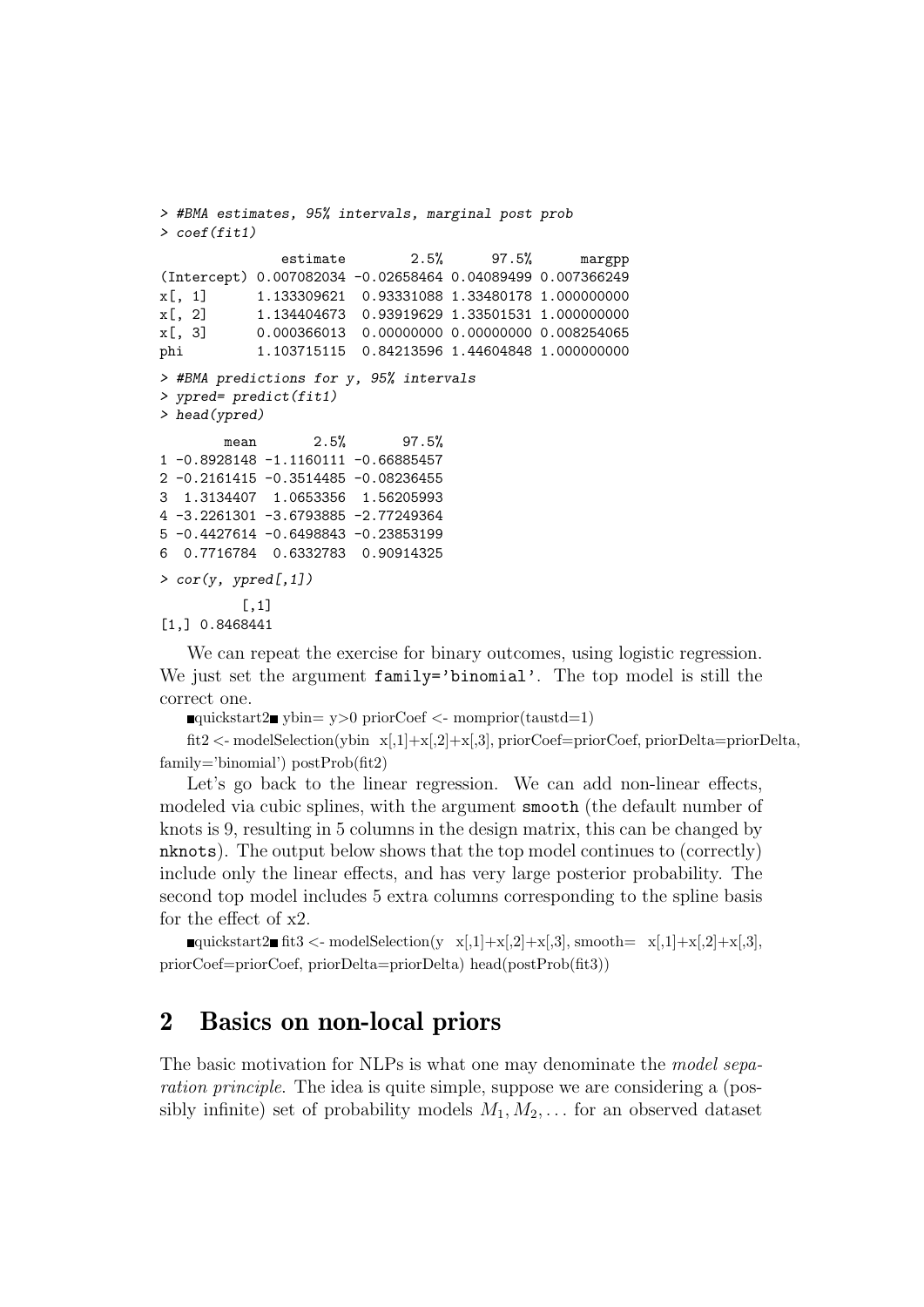```
> #BMA estimates, 95% intervals, marginal post prob
> coef(fit1)

               estimate        2.5%      97.5%      margpp
(Intercept) 0.007082034 -0.02658464 0.04089499 0.007366249
x[, 1]      1.133309621  0.93331088 1.33480178 1.000000000
x[, 2]      1.134404673  0.93919629 1.33501531 1.000000000
x[, 3]      0.000366013  0.00000000 0.00000000 0.008254065
phi         1.103715115  0.84213596 1.44604848 1.000000000

> #BMA predictions for y, 95% intervals
> ypred= predict(fit1)
> head(ypred)

        mean       2.5%       97.5%
1 -0.8928148 -1.1160111 -0.66885457
2 -0.2161415 -0.3514485 -0.08236455
3  1.3134407  1.0653356  1.56205993
4 -3.2261301 -3.6793885 -2.77249364
5 -0.4427614 -0.6498843 -0.23853199
6  0.7716784  0.6332783  0.90914325

> cor(y, ypred[,1])

          [,1]
[1,] 0.8468441
```

We can repeat the exercise for binary outcomes, using logistic regression. We just set the argument `family='binomial'`. The top model is still the correct one.

■quickstart2■ ybin= y>0 priorCoef <- momprior(taustd=1)

fit2 <- modelSelection(ybin x[,1]+x[,2]+x[,3], priorCoef=priorCoef, priorDelta=priorDelta, family='binomial') postProb(fit2)

Let's go back to the linear regression. We can add non-linear effects, modeled via cubic splines, with the argument `smooth` (the default number of knots is 9, resulting in 5 columns in the design matrix, this can be changed by `nknots`). The output below shows that the top model continues to (correctly) include only the linear effects, and has very large posterior probability. The second top model includes 5 extra columns corresponding to the spline basis for the effect of x2.

■quickstart2■ fit3 <- modelSelection(y x[,1]+x[,2]+x[,3], smooth= x[,1]+x[,2]+x[,3], priorCoef=priorCoef, priorDelta=priorDelta) head(postProb(fit3))

## 2 Basics on non-local priors

The basic motivation for NLPs is what one may denominate the *model separation principle*. The idea is quite simple, suppose we are considering a (possibly infinite) set of probability models $M_1, M_2, \ldots$ for an observed dataset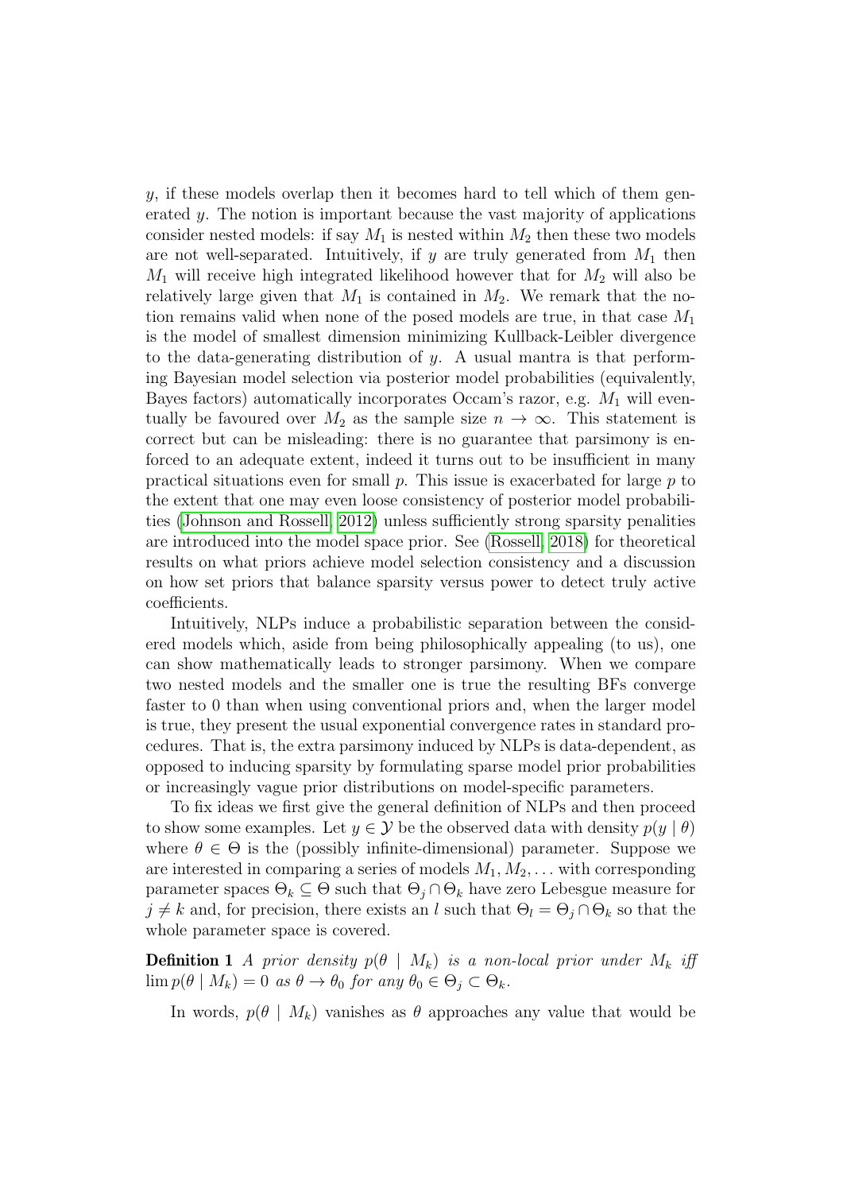$y$, if these models overlap then it becomes hard to tell which of them generated $y$. The notion is important because the vast majority of applications consider nested models: if say $M_1$ is nested within $M_2$ then these two models are not well-separated. Intuitively, if $y$ are truly generated from $M_1$ then $M_1$ will receive high integrated likelihood however that for $M_2$ will also be relatively large given that $M_1$ is contained in $M_2$. We remark that the notion remains valid when none of the posed models are true, in that case $M_1$ is the model of smallest dimension minimizing Kullback-Leibler divergence to the data-generating distribution of $y$. A usual mantra is that performing Bayesian model selection via posterior model probabilities (equivalently, Bayes factors) automatically incorporates Occam's razor, e.g. $M_1$ will eventually be favoured over $M_2$ as the sample size $n \to \infty$. This statement is correct but can be misleading: there is no guarantee that parsimony is enforced to an adequate extent, indeed it turns out to be insufficient in many practical situations even for small $p$. This issue is exacerbated for large $p$ to the extent that one may even loose consistency of posterior model probabilities (Johnson and Rossell, 2012) unless sufficiently strong sparsity penalities are introduced into the model space prior. See (Rossell, 2018) for theoretical results on what priors achieve model selection consistency and a discussion on how set priors that balance sparsity versus power to detect truly active coefficients.

Intuitively, NLPs induce a probabilistic separation between the considered models which, aside from being philosophically appealing (to us), one can show mathematically leads to stronger parsimony. When we compare two nested models and the smaller one is true the resulting BFs converge faster to 0 than when using conventional priors and, when the larger model is true, they present the usual exponential convergence rates in standard procedures. That is, the extra parsimony induced by NLPs is data-dependent, as opposed to inducing sparsity by formulating sparse model prior probabilities or increasingly vague prior distributions on model-specific parameters.

To fix ideas we first give the general definition of NLPs and then proceed to show some examples. Let $y \in \mathcal{Y}$ be the observed data with density $p(y \mid \theta)$ where $\theta \in \Theta$ is the (possibly infinite-dimensional) parameter. Suppose we are interested in comparing a series of models $M_1, M_2, \ldots$ with corresponding parameter spaces $\Theta_k \subseteq \Theta$ such that $\Theta_j \cap \Theta_k$ have zero Lebesgue measure for $j \neq k$ and, for precision, there exists an $l$ such that $\Theta_l = \Theta_j \cap \Theta_k$ so that the whole parameter space is covered.

**Definition 1** *A prior density $p(\theta \mid M_k)$ is a non-local prior under $M_k$ iff $\lim p(\theta \mid M_k) = 0$ as $\theta \to \theta_0$ for any $\theta_0 \in \Theta_j \subset \Theta_k$.*

In words, $p(\theta \mid M_k)$ vanishes as $\theta$ approaches any value that would be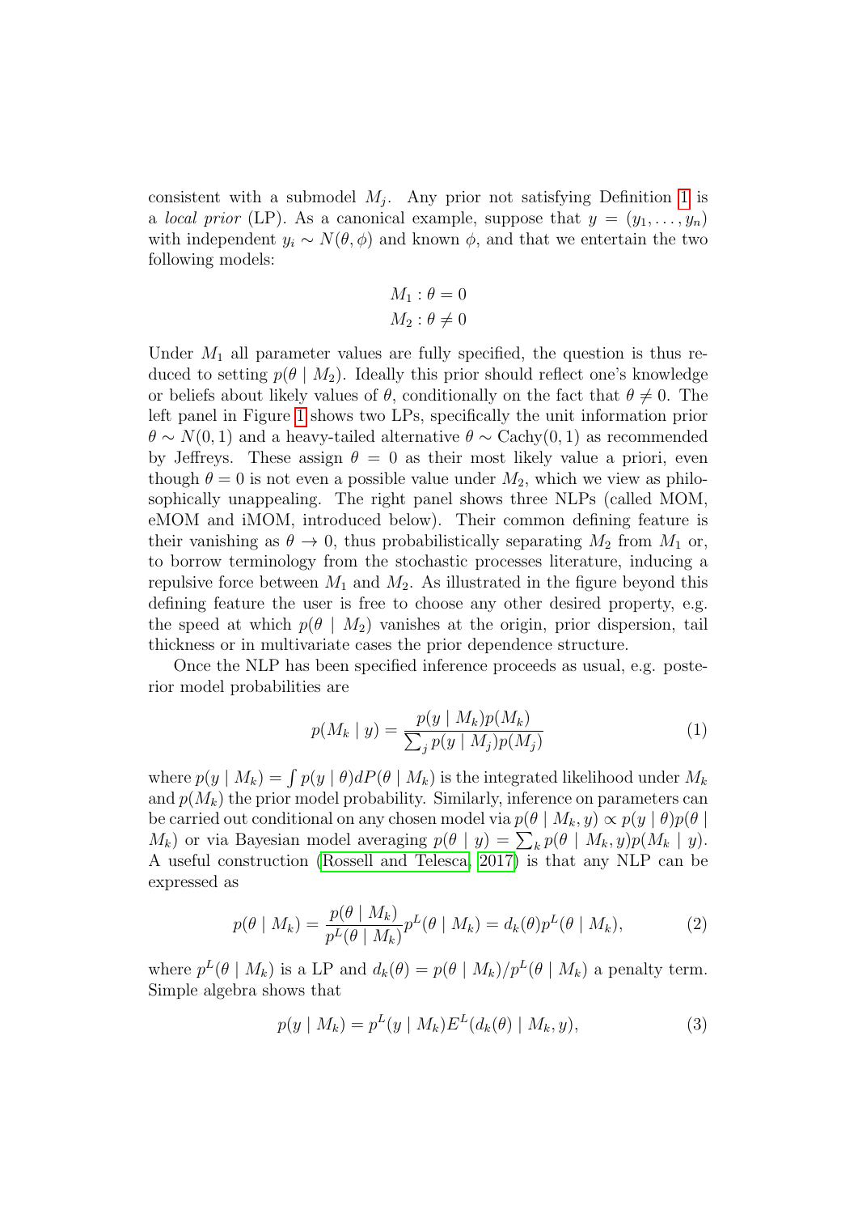consistent with a submodel $M_j$. Any prior not satisfying Definition 1 is a *local prior* (LP). As a canonical example, suppose that $y = (y_1, \ldots, y_n)$ with independent $y_i \sim N(\theta, \phi)$ and known $\phi$, and that we entertain the two following models:

$$M_1 : \theta = 0$$
$$M_2 : \theta \neq 0$$

Under $M_1$ all parameter values are fully specified, the question is thus reduced to setting $p(\theta \mid M_2)$. Ideally this prior should reflect one's knowledge or beliefs about likely values of $\theta$, conditionally on the fact that $\theta \neq 0$. The left panel in Figure 1 shows two LPs, specifically the unit information prior $\theta \sim N(0, 1)$ and a heavy-tailed alternative $\theta \sim \text{Cachy}(0, 1)$ as recommended by Jeffreys. These assign $\theta = 0$ as their most likely value a priori, even though $\theta = 0$ is not even a possible value under $M_2$, which we view as philosophically unappealing. The right panel shows three NLPs (called MOM, eMOM and iMOM, introduced below). Their common defining feature is their vanishing as $\theta \to 0$, thus probabilistically separating $M_2$ from $M_1$ or, to borrow terminology from the stochastic processes literature, inducing a repulsive force between $M_1$ and $M_2$. As illustrated in the figure beyond this defining feature the user is free to choose any other desired property, e.g. the speed at which $p(\theta \mid M_2)$ vanishes at the origin, prior dispersion, tail thickness or in multivariate cases the prior dependence structure.

Once the NLP has been specified inference proceeds as usual, e.g. posterior model probabilities are

$$p(M_k \mid y) = \frac{p(y \mid M_k)p(M_k)}{\sum_j p(y \mid M_j)p(M_j)} \tag{1}$$

where $p(y \mid M_k) = \int p(y \mid \theta) dP(\theta \mid M_k)$ is the integrated likelihood under $M_k$ and $p(M_k)$ the prior model probability. Similarly, inference on parameters can be carried out conditional on any chosen model via $p(\theta \mid M_k, y) \propto p(y \mid \theta)p(\theta \mid M_k)$ or via Bayesian model averaging $p(\theta \mid y) = \sum_k p(\theta \mid M_k, y)p(M_k \mid y)$. A useful construction (Rossell and Telesca, 2017) is that any NLP can be expressed as

$$p(\theta \mid M_k) = \frac{p(\theta \mid M_k)}{p^L(\theta \mid M_k)} p^L(\theta \mid M_k) = d_k(\theta) p^L(\theta \mid M_k), \tag{2}$$

where $p^L(\theta \mid M_k)$ is a LP and $d_k(\theta) = p(\theta \mid M_k)/p^L(\theta \mid M_k)$ a penalty term. Simple algebra shows that

$$p(y \mid M_k) = p^L(y \mid M_k) E^L(d_k(\theta) \mid M_k, y), \tag{3}$$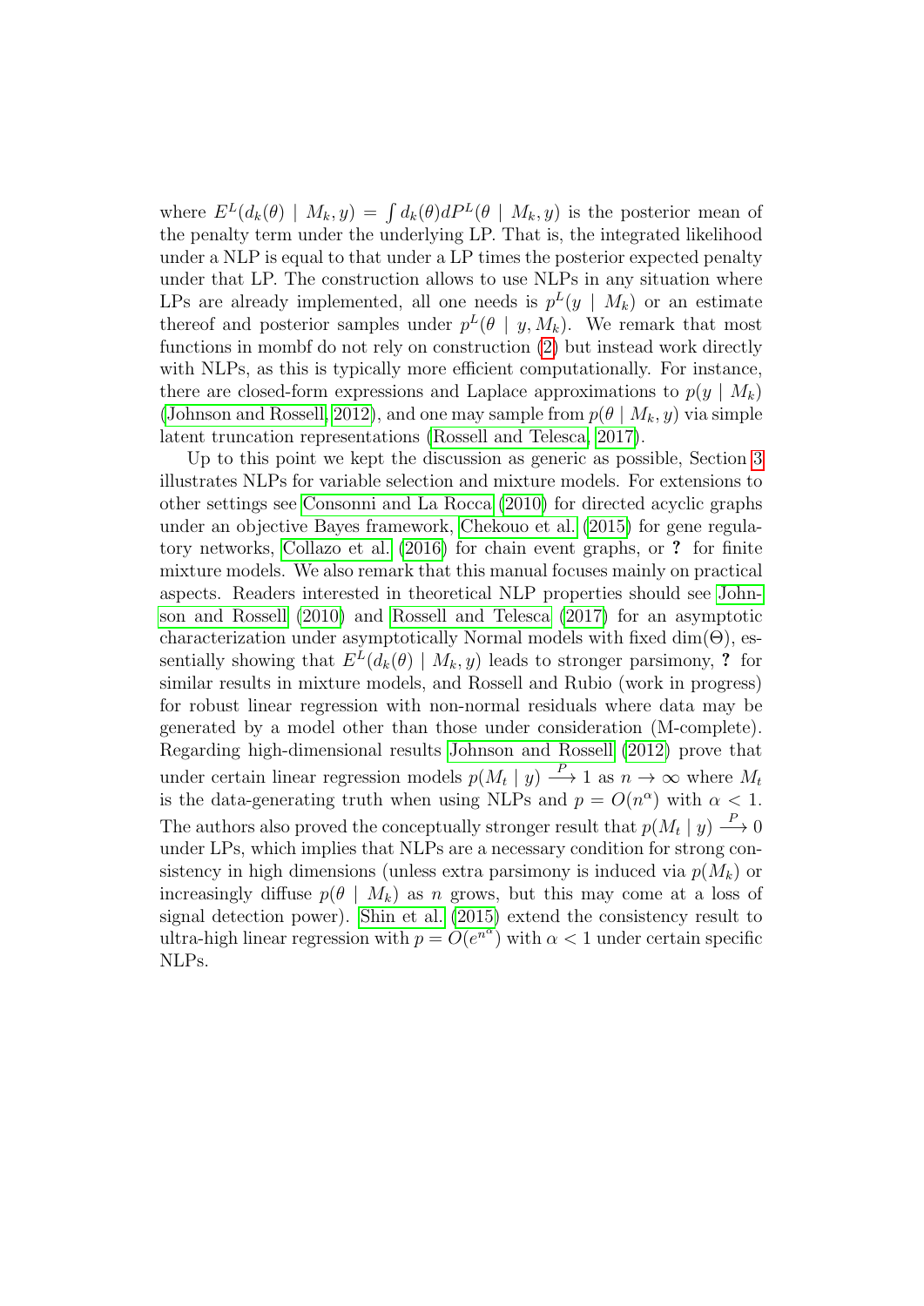where $E^L(d_k(\theta) \mid M_k, y) = \int d_k(\theta) dP^L(\theta \mid M_k, y)$ is the posterior mean of the penalty term under the underlying LP. That is, the integrated likelihood under a NLP is equal to that under a LP times the posterior expected penalty under that LP. The construction allows to use NLPs in any situation where LPs are already implemented, all one needs is $p^L(y \mid M_k)$ or an estimate thereof and posterior samples under $p^L(\theta \mid y, M_k)$. We remark that most functions in mombf do not rely on construction (2) but instead work directly with NLPs, as this is typically more efficient computationally. For instance, there are closed-form expressions and Laplace approximations to $p(y \mid M_k)$ (Johnson and Rossell, 2012), and one may sample from $p(\theta \mid M_k, y)$ via simple latent truncation representations (Rossell and Telesca, 2017).

Up to this point we kept the discussion as generic as possible, Section 3 illustrates NLPs for variable selection and mixture models. For extensions to other settings see Consonni and La Rocca (2010) for directed acyclic graphs under an objective Bayes framework, Chekouo et al. (2015) for gene regulatory networks, Collazo et al. (2016) for chain event graphs, or **?** for finite mixture models. We also remark that this manual focuses mainly on practical aspects. Readers interested in theoretical NLP properties should see Johnson and Rossell (2010) and Rossell and Telesca (2017) for an asymptotic characterization under asymptotically Normal models with fixed $\dim(\Theta)$, essentially showing that $E^L(d_k(\theta) \mid M_k, y)$ leads to stronger parsimony, **?** for similar results in mixture models, and Rossell and Rubio (work in progress) for robust linear regression with non-normal residuals where data may be generated by a model other than those under consideration (M-complete). Regarding high-dimensional results Johnson and Rossell (2012) prove that under certain linear regression models $p(M_t \mid y) \xrightarrow{P} 1$ as $n \to \infty$ where $M_t$ is the data-generating truth when using NLPs and $p = O(n^\alpha)$ with $\alpha < 1$. The authors also proved the conceptually stronger result that $p(M_t \mid y) \xrightarrow{P} 0$ under LPs, which implies that NLPs are a necessary condition for strong consistency in high dimensions (unless extra parsimony is induced via $p(M_k)$ or increasingly diffuse $p(\theta \mid M_k)$ as $n$ grows, but this may come at a loss of signal detection power). Shin et al. (2015) extend the consistency result to ultra-high linear regression with $p = O(e^{n^\alpha})$ with $\alpha < 1$ under certain specific NLPs.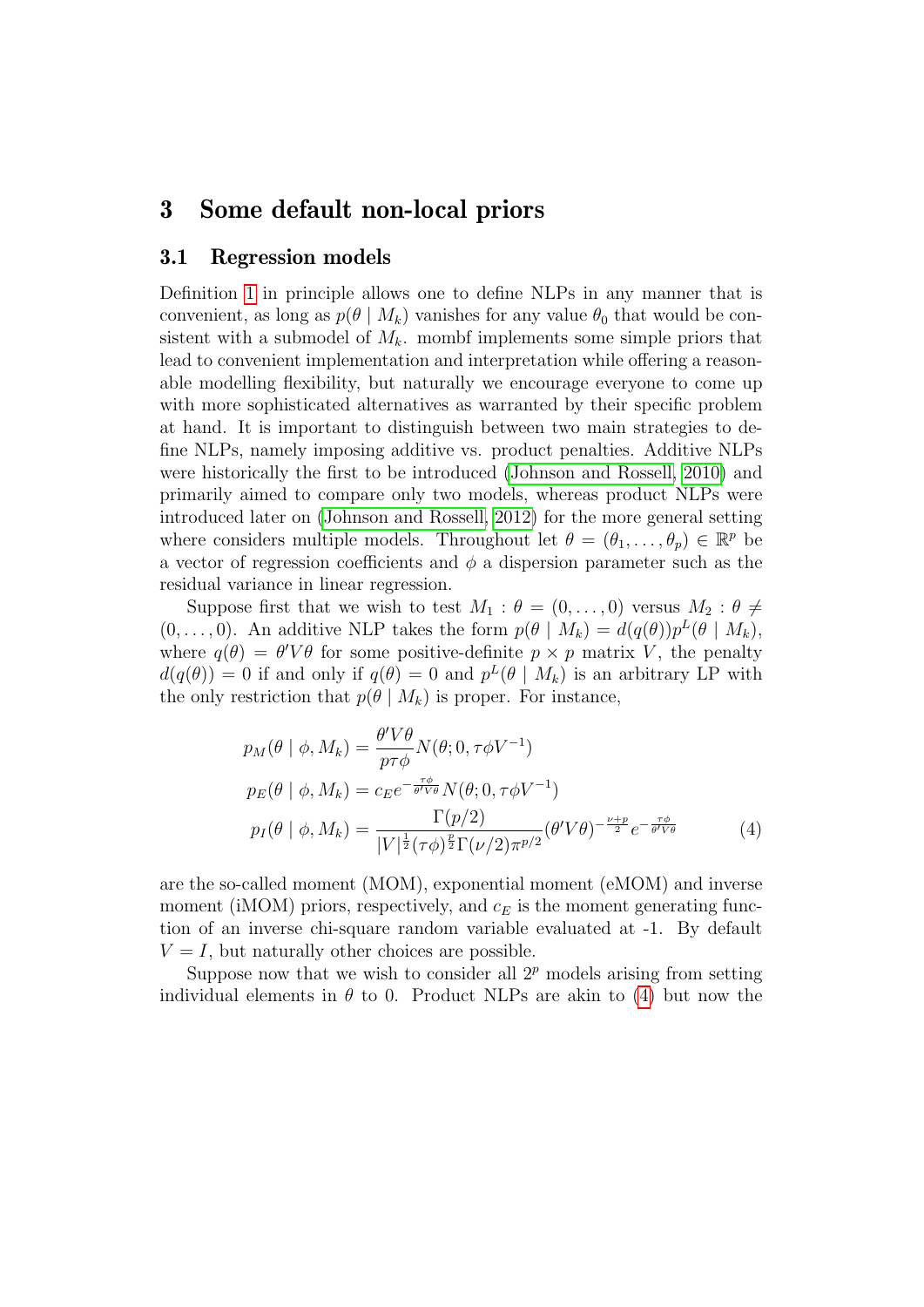# 3 Some default non-local priors

## 3.1 Regression models

Definition 1 in principle allows one to define NLPs in any manner that is convenient, as long as $p(\theta \mid M_k)$ vanishes for any value $\theta_0$ that would be consistent with a submodel of $M_k$. mombf implements some simple priors that lead to convenient implementation and interpretation while offering a reasonable modelling flexibility, but naturally we encourage everyone to come up with more sophisticated alternatives as warranted by their specific problem at hand. It is important to distinguish between two main strategies to define NLPs, namely imposing additive vs. product penalties. Additive NLPs were historically the first to be introduced (Johnson and Rossell, 2010) and primarily aimed to compare only two models, whereas product NLPs were introduced later on (Johnson and Rossell, 2012) for the more general setting where considers multiple models. Throughout let $\theta = (\theta_1, \ldots, \theta_p) \in \mathbb{R}^p$ be a vector of regression coefficients and $\phi$ a dispersion parameter such as the residual variance in linear regression.

Suppose first that we wish to test $M_1 : \theta = (0, \ldots, 0)$ versus $M_2 : \theta \neq (0, \ldots, 0)$. An additive NLP takes the form $p(\theta \mid M_k) = d(q(\theta))p^L(\theta \mid M_k)$, where $q(\theta) = \theta' V \theta$ for some positive-definite $p \times p$ matrix $V$, the penalty $d(q(\theta)) = 0$ if and only if $q(\theta) = 0$ and $p^L(\theta \mid M_k)$ is an arbitrary LP with the only restriction that $p(\theta \mid M_k)$ is proper. For instance,

$$
\begin{aligned}
p_M(\theta \mid \phi, M_k) &= \frac{\theta' V \theta}{p \tau \phi} N(\theta; 0, \tau \phi V^{-1}) \\
p_E(\theta \mid \phi, M_k) &= c_E e^{-\frac{\tau \phi}{\theta' V \theta}} N(\theta; 0, \tau \phi V^{-1}) \\
p_I(\theta \mid \phi, M_k) &= \frac{\Gamma(p/2)}{|V|^{\frac{1}{2}} (\tau \phi)^{\frac{p}{2}} \Gamma(\nu/2) \pi^{p/2}} (\theta' V \theta)^{-\frac{\nu+p}{2}} e^{-\frac{\tau \phi}{\theta' V \theta}}
\end{aligned}
\tag{4}
$$

are the so-called moment (MOM), exponential moment (eMOM) and inverse moment (iMOM) priors, respectively, and $c_E$ is the moment generating function of an inverse chi-square random variable evaluated at -1. By default $V = I$, but naturally other choices are possible.

Suppose now that we wish to consider all $2^p$ models arising from setting individual elements in $\theta$ to 0. Product NLPs are akin to (4) but now the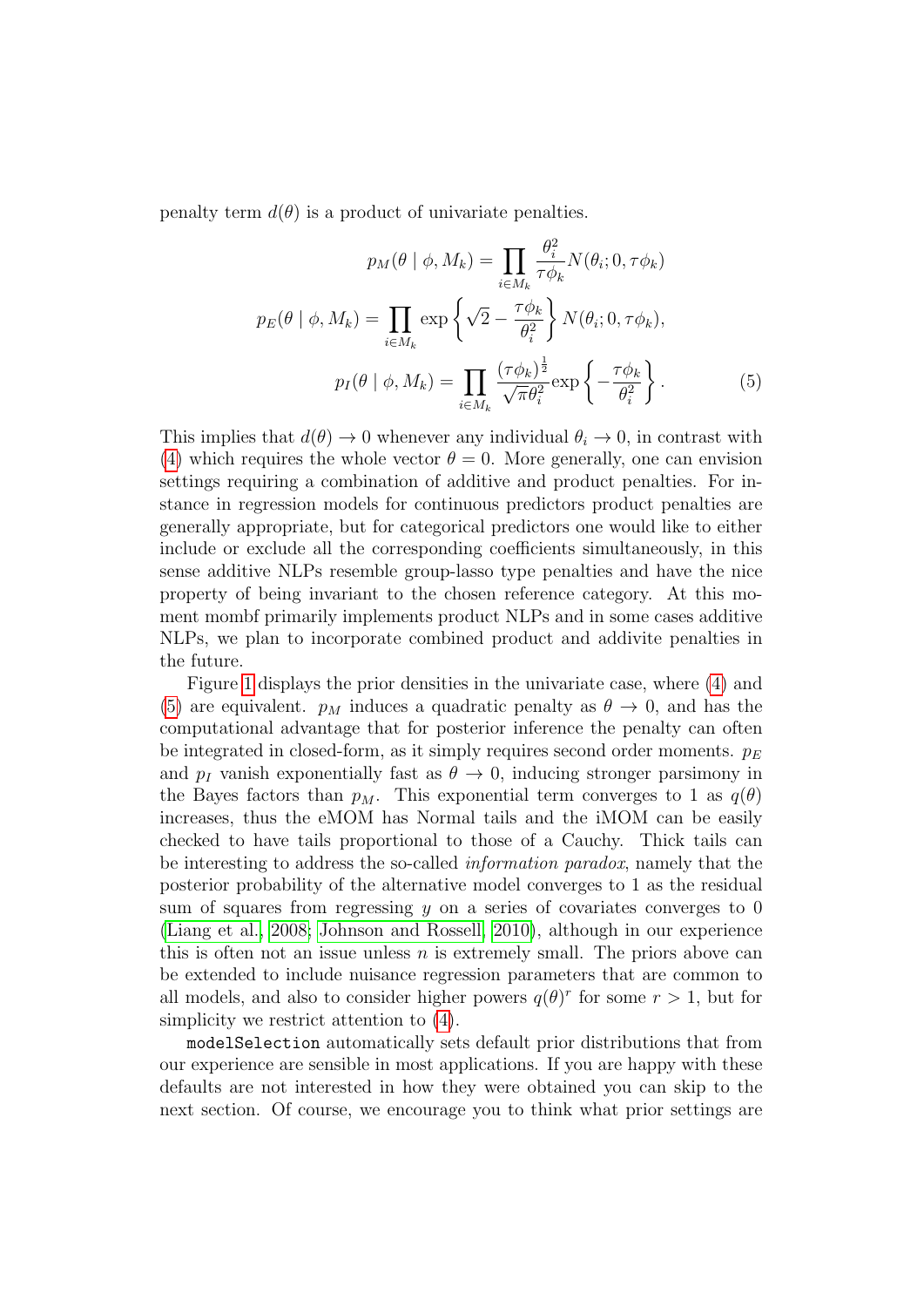penalty term $d(\theta)$ is a product of univariate penalties.

$$
\begin{aligned}
p_M(\theta \mid \phi, M_k) &= \prod_{i \in M_k} \frac{\theta_i^2}{\tau\phi_k} N(\theta_i; 0, \tau\phi_k) \\
p_E(\theta \mid \phi, M_k) &= \prod_{i \in M_k} \exp\left\{ \sqrt{2} - \frac{\tau\phi_k}{\theta_i^2} \right\} N(\theta_i; 0, \tau\phi_k), \\
p_I(\theta \mid \phi, M_k) &= \prod_{i \in M_k} \frac{(\tau\phi_k)^{\frac{1}{2}}}{\sqrt{\pi}\theta_i^2} \exp\left\{ -\frac{\tau\phi_k}{\theta_i^2} \right\}.
\end{aligned} \tag{5}
$$

This implies that $d(\theta) \to 0$ whenever any individual $\theta_i \to 0$, in contrast with (4) which requires the whole vector $\theta = 0$. More generally, one can envision settings requiring a combination of additive and product penalties. For instance in regression models for continuous predictors product penalties are generally appropriate, but for categorical predictors one would like to either include or exclude all the corresponding coefficients simultaneously, in this sense additive NLPs resemble group-lasso type penalties and have the nice property of being invariant to the chosen reference category. At this moment mombf primarily implements product NLPs and in some cases additive NLPs, we plan to incorporate combined product and addivite penalties in the future.

Figure 1 displays the prior densities in the univariate case, where (4) and (5) are equivalent. $p_M$ induces a quadratic penalty as $\theta \to 0$, and has the computational advantage that for posterior inference the penalty can often be integrated in closed-form, as it simply requires second order moments. $p_E$ and $p_I$ vanish exponentially fast as $\theta \to 0$, inducing stronger parsimony in the Bayes factors than $p_M$. This exponential term converges to 1 as $q(\theta)$ increases, thus the eMOM has Normal tails and the iMOM can be easily checked to have tails proportional to those of a Cauchy. Thick tails can be interesting to address the so-called *information paradox*, namely that the posterior probability of the alternative model converges to 1 as the residual sum of squares from regressing $y$ on a series of covariates converges to 0 (Liang et al., 2008; Johnson and Rossell, 2010), although in our experience this is often not an issue unless $n$ is extremely small. The priors above can be extended to include nuisance regression parameters that are common to all models, and also to consider higher powers $q(\theta)^r$ for some $r > 1$, but for simplicity we restrict attention to (4).

`modelSelection` automatically sets default prior distributions that from our experience are sensible in most applications. If you are happy with these defaults are not interested in how they were obtained you can skip to the next section. Of course, we encourage you to think what prior settings are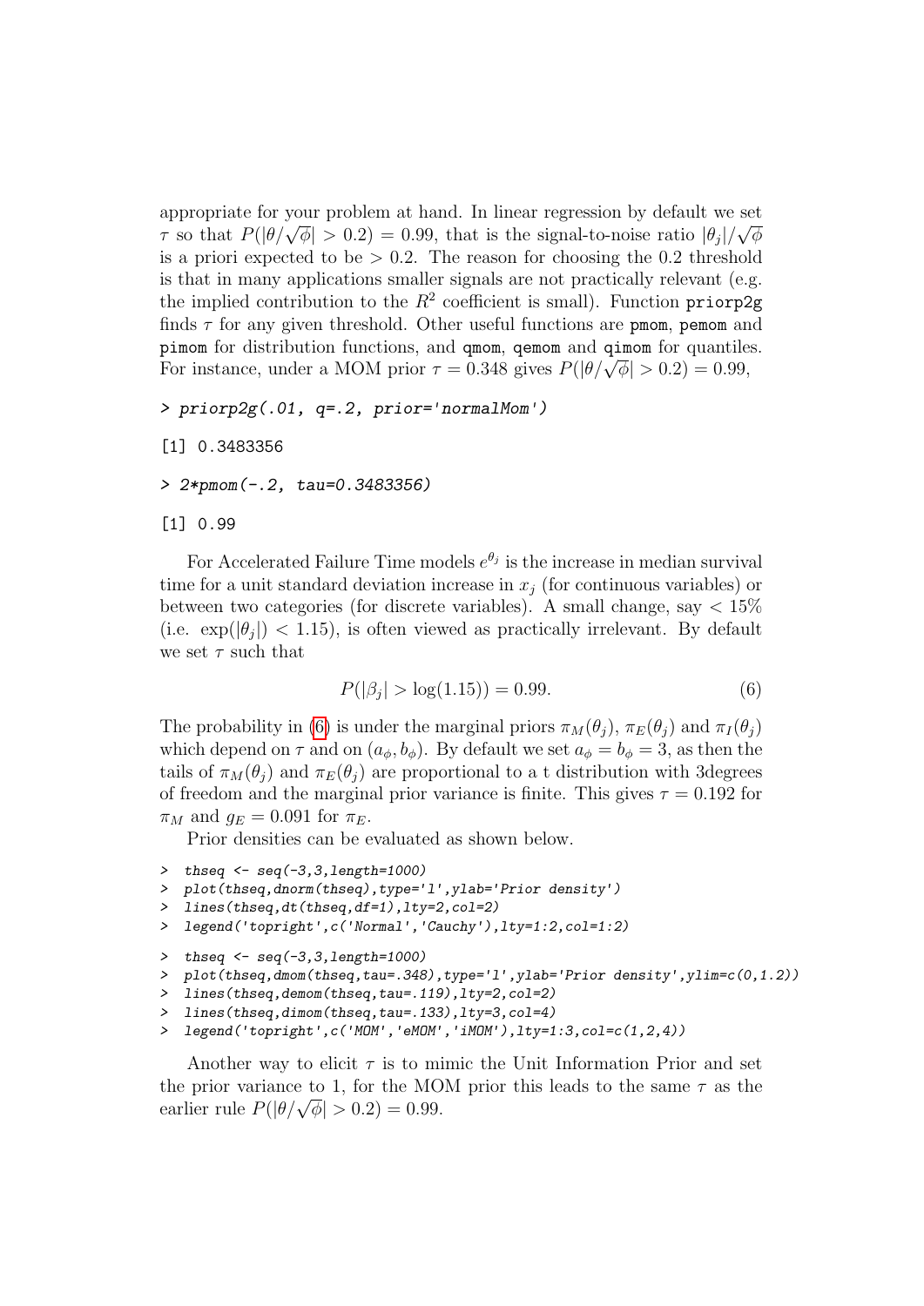appropriate for your problem at hand. In linear regression by default we set $\tau$ so that $P(|\theta/\sqrt{\phi}| > 0.2) = 0.99$, that is the signal-to-noise ratio $|\theta_j|/\sqrt{\phi}$ is a priori expected to be $> 0.2$. The reason for choosing the 0.2 threshold is that in many applications smaller signals are not practically relevant (e.g. the implied contribution to the $R^2$ coefficient is small). Function `priorp2g` finds $\tau$ for any given threshold. Other useful functions are `pmom`, `pemom` and `pimom` for distribution functions, and `qmom`, `qemom` and `qimom` for quantiles. For instance, under a MOM prior $\tau = 0.348$ gives $P(|\theta/\sqrt{\phi}| > 0.2) = 0.99$,

```
> priorp2g(.01, q=.2, prior='normalMom')
```

```
[1] 0.3483356
```

```
> 2*pmom(-.2, tau=0.3483356)
```

```
[1] 0.99
```

For Accelerated Failure Time models $e^{\theta_j}$ is the increase in median survival time for a unit standard deviation increase in $x_j$ (for continuous variables) or between two categories (for discrete variables). A small change, say $< 15\%$ (i.e. $\exp(|\theta_j|) < 1.15$), is often viewed as practically irrelevant. By default we set $\tau$ such that

$$P(|\beta_j| > \log(1.15)) = 0.99. \tag{6}$$

The probability in (6) is under the marginal priors $\pi_M(\theta_j)$, $\pi_E(\theta_j)$ and $\pi_I(\theta_j)$ which depend on $\tau$ and on $(a_\phi, b_\phi)$. By default we set $a_\phi = b_\phi = 3$, as then the tails of $\pi_M(\theta_j)$ and $\pi_E(\theta_j)$ are proportional to a t distribution with 3degrees of freedom and the marginal prior variance is finite. This gives $\tau = 0.192$ for $\pi_M$ and $g_E = 0.091$ for $\pi_E$.

Prior densities can be evaluated as shown below.

```
> thseq <- seq(-3,3,length=1000)
> plot(thseq,dnorm(thseq),type='l',ylab='Prior density')
> lines(thseq,dt(thseq,df=1),lty=2,col=2)
> legend('topright',c('Normal','Cauchy'),lty=1:2,col=1:2)
```

```
> thseq <- seq(-3,3,length=1000)
> plot(thseq,dmom(thseq,tau=.348),type='l',ylab='Prior density',ylim=c(0,1.2))
> lines(thseq,demom(thseq,tau=.119),lty=2,col=2)
> lines(thseq,dimom(thseq,tau=.133),lty=3,col=4)
> legend('topright',c('MOM','eMOM','iMOM'),lty=1:3,col=c(1,2,4))
```

Another way to elicit $\tau$ is to mimic the Unit Information Prior and set the prior variance to 1, for the MOM prior this leads to the same $\tau$ as the earlier rule $P(|\theta/\sqrt{\phi}| > 0.2) = 0.99$.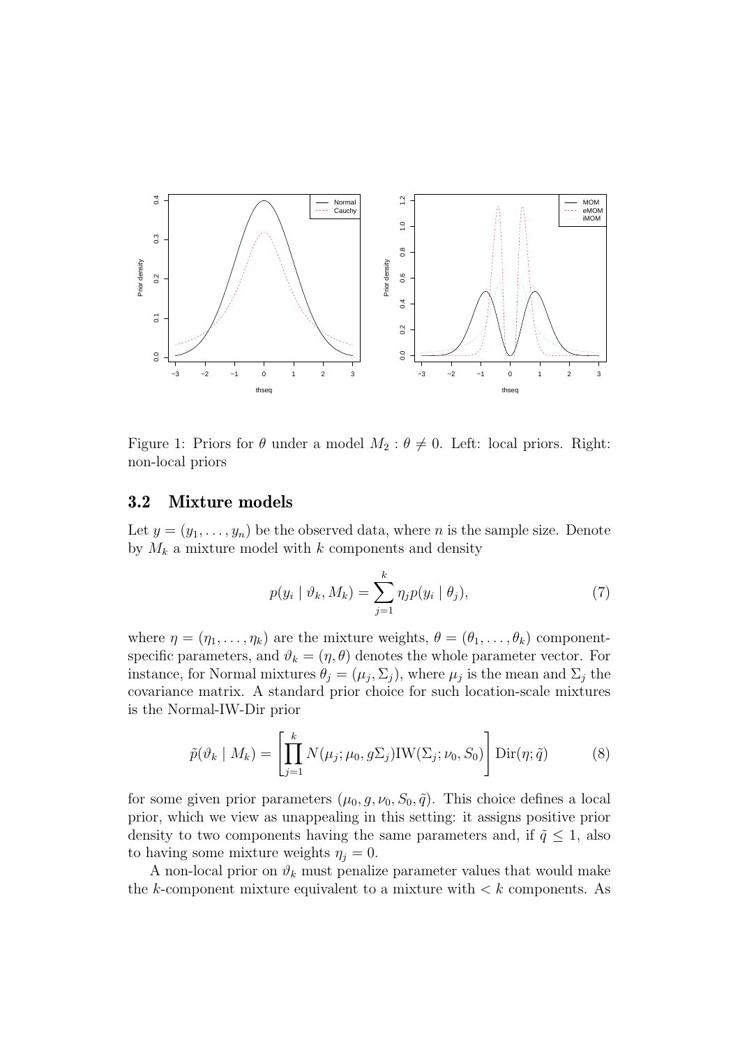Figure 1: Priors for $\theta$ under a model $M_2 : \theta \neq 0$. Left: local priors. Right: non-local priors

## 3.2 Mixture models

Let $y = (y_1, \ldots, y_n)$ be the observed data, where $n$ is the sample size. Denote by $M_k$ a mixture model with $k$ components and density

$$p(y_i \mid \vartheta_k, M_k) = \sum_{j=1}^{k} \eta_j p(y_i \mid \theta_j), \tag{7}$$

where $\eta = (\eta_1, \ldots, \eta_k)$ are the mixture weights, $\theta = (\theta_1, \ldots, \theta_k)$ component-specific parameters, and $\vartheta_k = (\eta, \theta)$ denotes the whole parameter vector. For instance, for Normal mixtures $\theta_j = (\mu_j, \Sigma_j)$, where $\mu_j$ is the mean and $\Sigma_j$ the covariance matrix. A standard prior choice for such location-scale mixtures is the Normal-IW-Dir prior

$$\tilde{p}(\vartheta_k \mid M_k) = \left[ \prod_{j=1}^{k} N(\mu_j; \mu_0, g\Sigma_j) \text{IW}(\Sigma_j; \nu_0, S_0) \right] \text{Dir}(\eta; \tilde{q}) \tag{8}$$

for some given prior parameters $(\mu_0, g, \nu_0, S_0, \tilde{q})$. This choice defines a local prior, which we view as unappealing in this setting: it assigns positive prior density to two components having the same parameters and, if $\tilde{q} \leq 1$, also to having some mixture weights $\eta_j = 0$.

A non-local prior on $\vartheta_k$ must penalize parameter values that would make the $k$-component mixture equivalent to a mixture with $< k$ components. As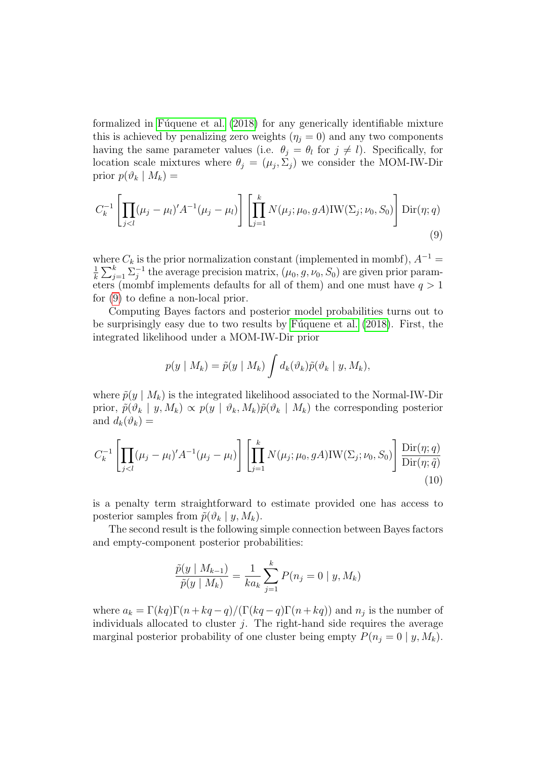formalized in Fúquene et al. (2018) for any generically identifiable mixture this is achieved by penalizing zero weights ($\eta_j = 0$) and any two components having the same parameter values (i.e. $\theta_j = \theta_l$ for $j \neq l$). Specifically, for location scale mixtures where $\theta_j = (\mu_j, \Sigma_j)$ we consider the MOM-IW-Dir prior $p(\vartheta_k \mid M_k) =$

$$C_k^{-1} \left[ \prod_{j<l} (\mu_j - \mu_l)' A^{-1} (\mu_j - \mu_l) \right] \left[ \prod_{j=1}^{k} N(\mu_j; \mu_0, gA) \text{IW}(\Sigma_j; \nu_0, S_0) \right] \text{Dir}(\eta; q) \tag{9}$$

where $C_k$ is the prior normalization constant (implemented in mombf), $A^{-1} = \frac{1}{k} \sum_{j=1}^{k} \Sigma_j^{-1}$ the average precision matrix, $(\mu_0, g, \nu_0, S_0)$ are given prior parameters (mombf implements defaults for all of them) and one must have $q > 1$ for (9) to define a non-local prior.

Computing Bayes factors and posterior model probabilities turns out to be surprisingly easy due to two results by Fúquene et al. (2018). First, the integrated likelihood under a MOM-IW-Dir prior

$$p(y \mid M_k) = \tilde{p}(y \mid M_k) \int d_k(\vartheta_k) \tilde{p}(\vartheta_k \mid y, M_k),$$

where $\tilde{p}(y \mid M_k)$ is the integrated likelihood associated to the Normal-IW-Dir prior, $\tilde{p}(\vartheta_k \mid y, M_k) \propto p(y \mid \vartheta_k, M_k) \tilde{p}(\vartheta_k \mid M_k)$ the corresponding posterior and $d_k(\vartheta_k) =$

$$C_k^{-1} \left[ \prod_{j<l} (\mu_j - \mu_l)' A^{-1} (\mu_j - \mu_l) \right] \left[ \prod_{j=1}^{k} N(\mu_j; \mu_0, gA) \text{IW}(\Sigma_j; \nu_0, S_0) \right] \frac{\text{Dir}(\eta; q)}{\text{Dir}(\eta; \tilde{q})} \tag{10}$$

is a penalty term straightforward to estimate provided one has access to posterior samples from $\tilde{p}(\vartheta_k \mid y, M_k)$.

The second result is the following simple connection between Bayes factors and empty-component posterior probabilities:

$$\frac{\tilde{p}(y \mid M_{k-1})}{\tilde{p}(y \mid M_k)} = \frac{1}{k a_k} \sum_{j=1}^{k} P(n_j = 0 \mid y, M_k)$$

where $a_k = \Gamma(kq)\Gamma(n + kq - q)/(\Gamma(kq - q)\Gamma(n + kq))$ and $n_j$ is the number of individuals allocated to cluster $j$. The right-hand side requires the average marginal posterior probability of one cluster being empty $P(n_j = 0 \mid y, M_k)$.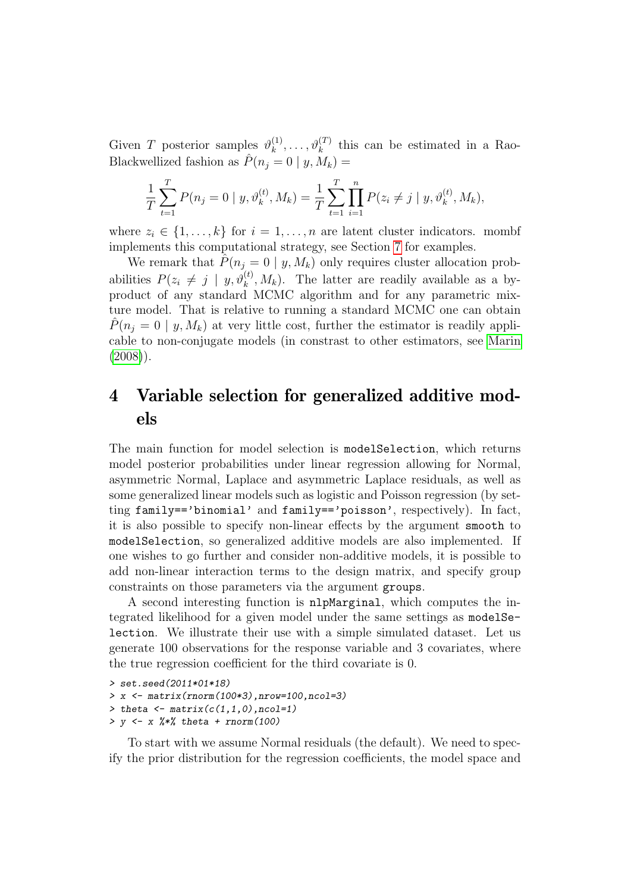Given $T$ posterior samples $\vartheta_k^{(1)}, \ldots, \vartheta_k^{(T)}$ this can be estimated in a Rao-Blackwellized fashion as $\hat{P}(n_j = 0 \mid y, M_k) =$

$$\frac{1}{T}\sum_{t=1}^{T} P(n_j = 0 \mid y, \vartheta_k^{(t)}, M_k) = \frac{1}{T}\sum_{t=1}^{T}\prod_{i=1}^{n} P(z_i \neq j \mid y, \vartheta_k^{(t)}, M_k),$$

where $z_i \in \{1, \ldots, k\}$ for $i = 1, \ldots, n$ are latent cluster indicators. mombf implements this computational strategy, see Section 7 for examples.

We remark that $\hat{P}(n_j = 0 \mid y, M_k)$ only requires cluster allocation probabilities $P(z_i \neq j \mid y, \vartheta_k^{(t)}, M_k)$. The latter are readily available as a by-product of any standard MCMC algorithm and for any parametric mixture model. That is relative to running a standard MCMC one can obtain $\hat{P}(n_j = 0 \mid y, M_k)$ at very little cost, further the estimator is readily applicable to non-conjugate models (in constrast to other estimators, see Marin (2008)).

# 4 Variable selection for generalized additive models

The main function for model selection is `modelSelection`, which returns model posterior probabilities under linear regression allowing for Normal, asymmetric Normal, Laplace and asymmetric Laplace residuals, as well as some generalized linear models such as logistic and Poisson regression (by setting `family=='binomial'` and `family=='poisson'`, respectively). In fact, it is also possible to specify non-linear effects by the argument `smooth` to `modelSelection`, so generalized additive models are also implemented. If one wishes to go further and consider non-additive models, it is possible to add non-linear interaction terms to the design matrix, and specify group constraints on those parameters via the argument `groups`.

A second interesting function is `nlpMarginal`, which computes the integrated likelihood for a given model under the same settings as `modelSelection`. We illustrate their use with a simple simulated dataset. Let us generate 100 observations for the response variable and 3 covariates, where the true regression coefficient for the third covariate is 0.

```
> set.seed(2011*01*18)
> x <- matrix(rnorm(100*3),nrow=100,ncol=3)
> theta <- matrix(c(1,1,0),ncol=1)
> y <- x %*% theta + rnorm(100)
```

To start with we assume Normal residuals (the default). We need to specify the prior distribution for the regression coefficients, the model space and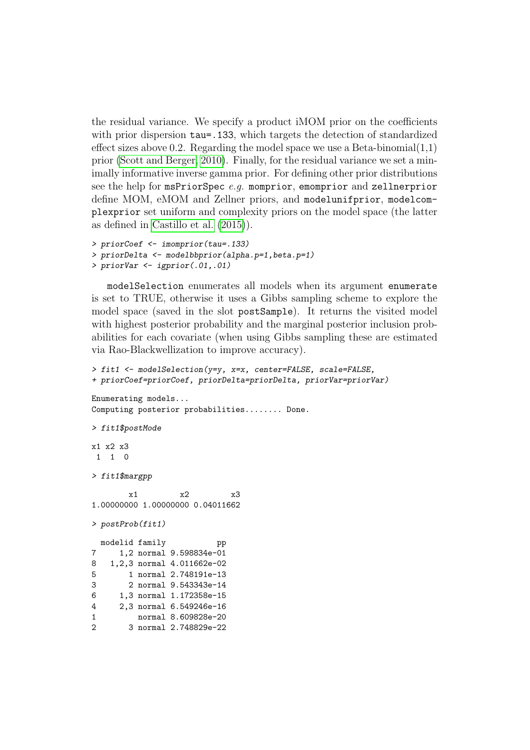the residual variance. We specify a product iMOM prior on the coefficients with prior dispersion `tau=.133`, which targets the detection of standardized effect sizes above 0.2. Regarding the model space we use a Beta-binomial(1,1) prior (Scott and Berger, 2010). Finally, for the residual variance we set a minimally informative inverse gamma prior. For defining other prior distributions see the help for `msPriorSpec` *e.g.* `momprior`, `emomprior` and `zellnerprior` define MOM, eMOM and Zellner priors, and `modelunifprior`, `modelcomplexprior` set uniform and complexity priors on the model space (the latter as defined in Castillo et al. (2015)).

```
> priorCoef <- imomprior(tau=.133)
> priorDelta <- modelbbprior(alpha.p=1,beta.p=1)
> priorVar <- igprior(.01,.01)
```

`modelSelection` enumerates all models when its argument `enumerate` is set to TRUE, otherwise it uses a Gibbs sampling scheme to explore the model space (saved in the slot `postSample`). It returns the visited model with highest posterior probability and the marginal posterior inclusion probabilities for each covariate (when using Gibbs sampling these are estimated via Rao-Blackwellization to improve accuracy).

```
> fit1 <- modelSelection(y=y, x=x, center=FALSE, scale=FALSE,
+ priorCoef=priorCoef, priorDelta=priorDelta, priorVar=priorVar)

Enumerating models...
Computing posterior probabilities........ Done.

> fit1$postMode

x1 x2 x3
 1  1  0

> fit1$margpp

        x1         x2         x3
1.00000000 1.00000000 0.04011662

> postProb(fit1)

  modelid family           pp
7     1,2 normal 9.598834e-01
8   1,2,3 normal 4.011662e-02
5       1 normal 2.748191e-13
3       2 normal 9.543343e-14
6     1,3 normal 1.172358e-15
4     2,3 normal 6.549246e-16
1         normal 8.609828e-20
2       3 normal 2.748829e-22
```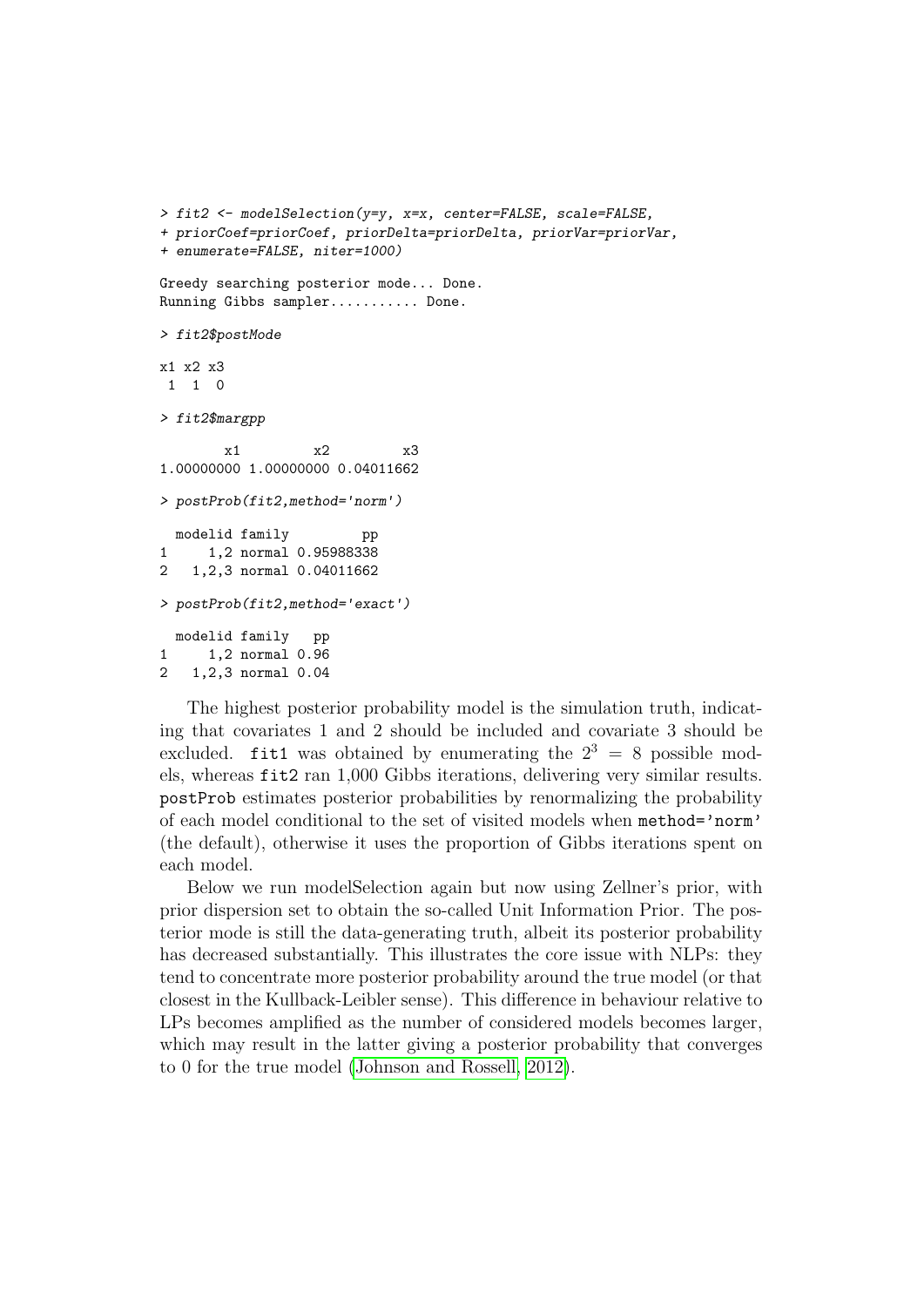```
> fit2 <- modelSelection(y=y, x=x, center=FALSE, scale=FALSE,
+ priorCoef=priorCoef, priorDelta=priorDelta, priorVar=priorVar,
+ enumerate=FALSE, niter=1000)

Greedy searching posterior mode... Done.
Running Gibbs sampler........... Done.

> fit2$postMode

x1 x2 x3
 1  1  0

> fit2$margpp

        x1         x2         x3
1.00000000 1.00000000 0.04011662

> postProb(fit2,method='norm')

  modelid family         pp
1     1,2 normal 0.95988338
2   1,2,3 normal 0.04011662

> postProb(fit2,method='exact')

  modelid family   pp
1     1,2 normal 0.96
2   1,2,3 normal 0.04
```

The highest posterior probability model is the simulation truth, indicating that covariates 1 and 2 should be included and covariate 3 should be excluded. `fit1` was obtained by enumerating the $2^3 = 8$ possible models, whereas `fit2` ran 1,000 Gibbs iterations, delivering very similar results. `postProb` estimates posterior probabilities by renormalizing the probability of each model conditional to the set of visited models when `method='norm'` (the default), otherwise it uses the proportion of Gibbs iterations spent on each model.

Below we run modelSelection again but now using Zellner's prior, with prior dispersion set to obtain the so-called Unit Information Prior. The posterior mode is still the data-generating truth, albeit its posterior probability has decreased substantially. This illustrates the core issue with NLPs: they tend to concentrate more posterior probability around the true model (or that closest in the Kullback-Leibler sense). This difference in behaviour relative to LPs becomes amplified as the number of considered models becomes larger, which may result in the latter giving a posterior probability that converges to 0 for the true model (Johnson and Rossell, 2012).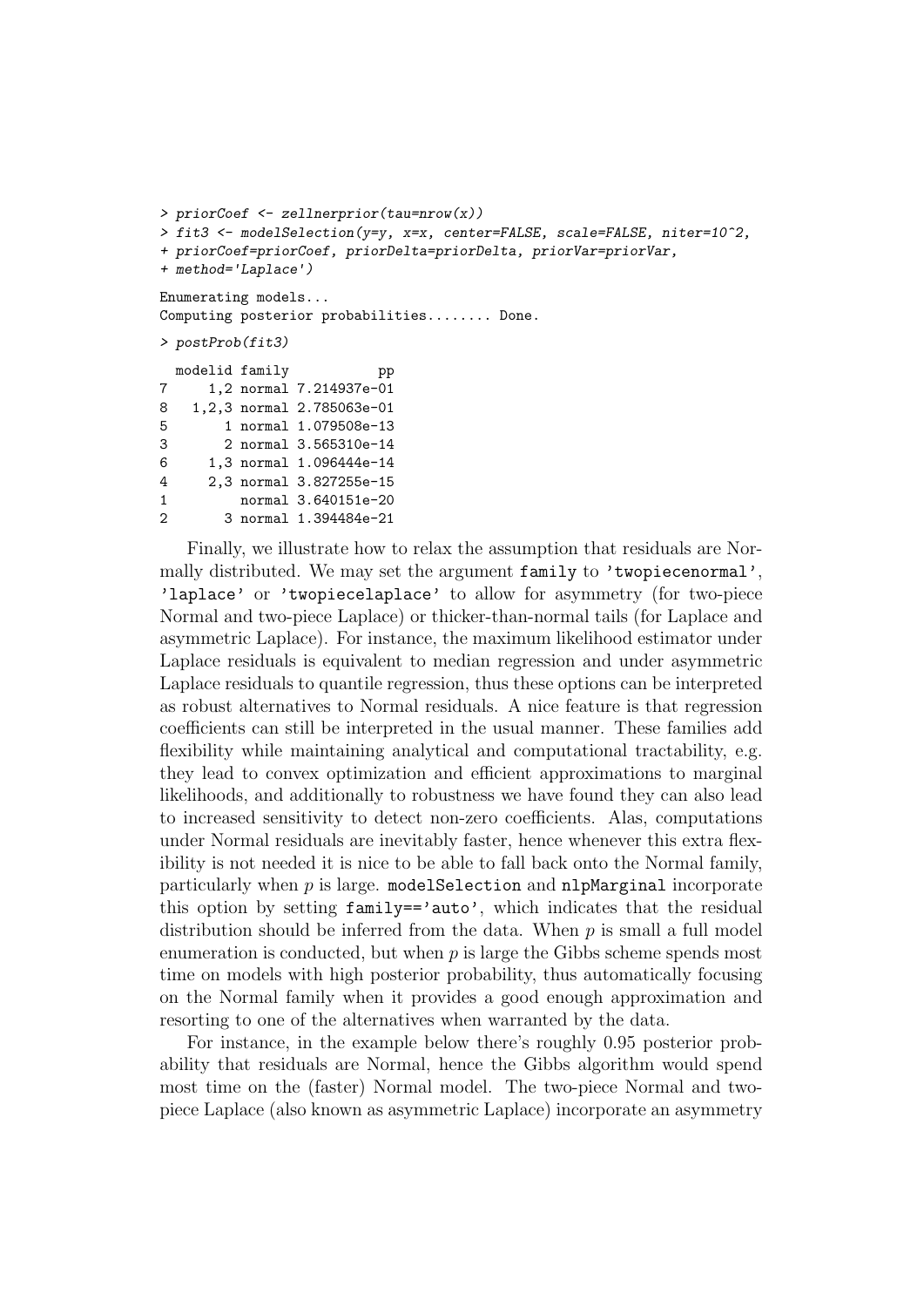```
> priorCoef <- zellnerprior(tau=nrow(x))
> fit3 <- modelSelection(y=y, x=x, center=FALSE, scale=FALSE, niter=10^2,
+ priorCoef=priorCoef, priorDelta=priorDelta, priorVar=priorVar,
+ method='Laplace')

Enumerating models...
Computing posterior probabilities........ Done.

> postProb(fit3)

  modelid family           pp
7     1,2 normal 7.214937e-01
8   1,2,3 normal 2.785063e-01
5       1 normal 1.079508e-13
3       2 normal 3.565310e-14
6     1,3 normal 1.096444e-14
4     2,3 normal 3.827255e-15
1         normal 3.640151e-20
2       3 normal 1.394484e-21
```

Finally, we illustrate how to relax the assumption that residuals are Normally distributed. We may set the argument `family` to `'twopiecenormal'`, `'laplace'` or `'twopiecelaplace'` to allow for asymmetry (for two-piece Normal and two-piece Laplace) or thicker-than-normal tails (for Laplace and asymmetric Laplace). For instance, the maximum likelihood estimator under Laplace residuals is equivalent to median regression and under asymmetric Laplace residuals to quantile regression, thus these options can be interpreted as robust alternatives to Normal residuals. A nice feature is that regression coefficients can still be interpreted in the usual manner. These families add flexibility while maintaining analytical and computational tractability, e.g. they lead to convex optimization and efficient approximations to marginal likelihoods, and additionally to robustness we have found they can also lead to increased sensitivity to detect non-zero coefficients. Alas, computations under Normal residuals are inevitably faster, hence whenever this extra flexibility is not needed it is nice to be able to fall back onto the Normal family, particularly when $p$ is large. `modelSelection` and `nlpMarginal` incorporate this option by setting `family=='auto'`, which indicates that the residual distribution should be inferred from the data. When $p$ is small a full model enumeration is conducted, but when $p$ is large the Gibbs scheme spends most time on models with high posterior probability, thus automatically focusing on the Normal family when it provides a good enough approximation and resorting to one of the alternatives when warranted by the data.

For instance, in the example below there's roughly 0.95 posterior probability that residuals are Normal, hence the Gibbs algorithm would spend most time on the (faster) Normal model. The two-piece Normal and two-piece Laplace (also known as asymmetric Laplace) incorporate an asymmetry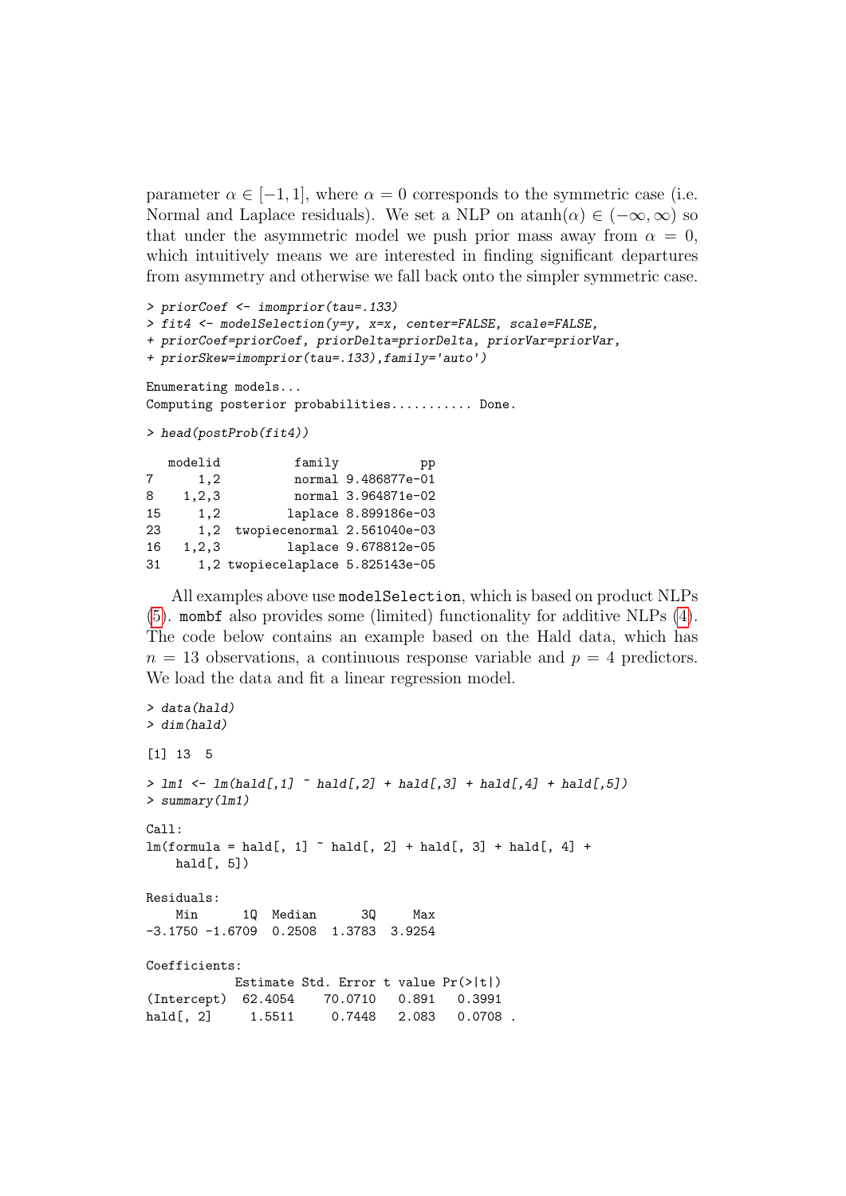parameter $\alpha \in [-1, 1]$, where $\alpha = 0$ corresponds to the symmetric case (i.e. Normal and Laplace residuals). We set a NLP on $\text{atanh}(\alpha) \in (-\infty, \infty)$ so that under the asymmetric model we push prior mass away from $\alpha = 0$, which intuitively means we are interested in finding significant departures from asymmetry and otherwise we fall back onto the simpler symmetric case.

```
> priorCoef <- imomprior(tau=.133)
> fit4 <- modelSelection(y=y, x=x, center=FALSE, scale=FALSE,
+ priorCoef=priorCoef, priorDelta=priorDelta, priorVar=priorVar,
+ priorSkew=imomprior(tau=.133),family='auto')

Enumerating models...
Computing posterior probabilities........... Done.

> head(postProb(fit4))

   modelid         family           pp
7      1,2         normal 9.486877e-01
8    1,2,3         normal 3.964871e-02
15     1,2        laplace 8.899186e-03
23     1,2 twopiecenormal 2.561040e-03
16   1,2,3        laplace 9.678812e-05
31     1,2 twopiecelaplace 5.825143e-05
```

All examples above use `modelSelection`, which is based on product NLPs (5). `mombf` also provides some (limited) functionality for additive NLPs (4). The code below contains an example based on the Hald data, which has $n = 13$ observations, a continuous response variable and $p = 4$ predictors. We load the data and fit a linear regression model.

```
> data(hald)
> dim(hald)

[1] 13  5

> lm1 <- lm(hald[,1] ~ hald[,2] + hald[,3] + hald[,4] + hald[,5])
> summary(lm1)

Call:
lm(formula = hald[, 1] ~ hald[, 2] + hald[, 3] + hald[, 4] +
    hald[, 5])

Residuals:
    Min      1Q  Median      3Q     Max
-3.1750 -1.6709  0.2508  1.3783  3.9254

Coefficients:
            Estimate Std. Error t value Pr(>|t|)
(Intercept)  62.4054    70.0710   0.891   0.3991
hald[, 2]     1.5511     0.7448   2.083   0.0708 .
```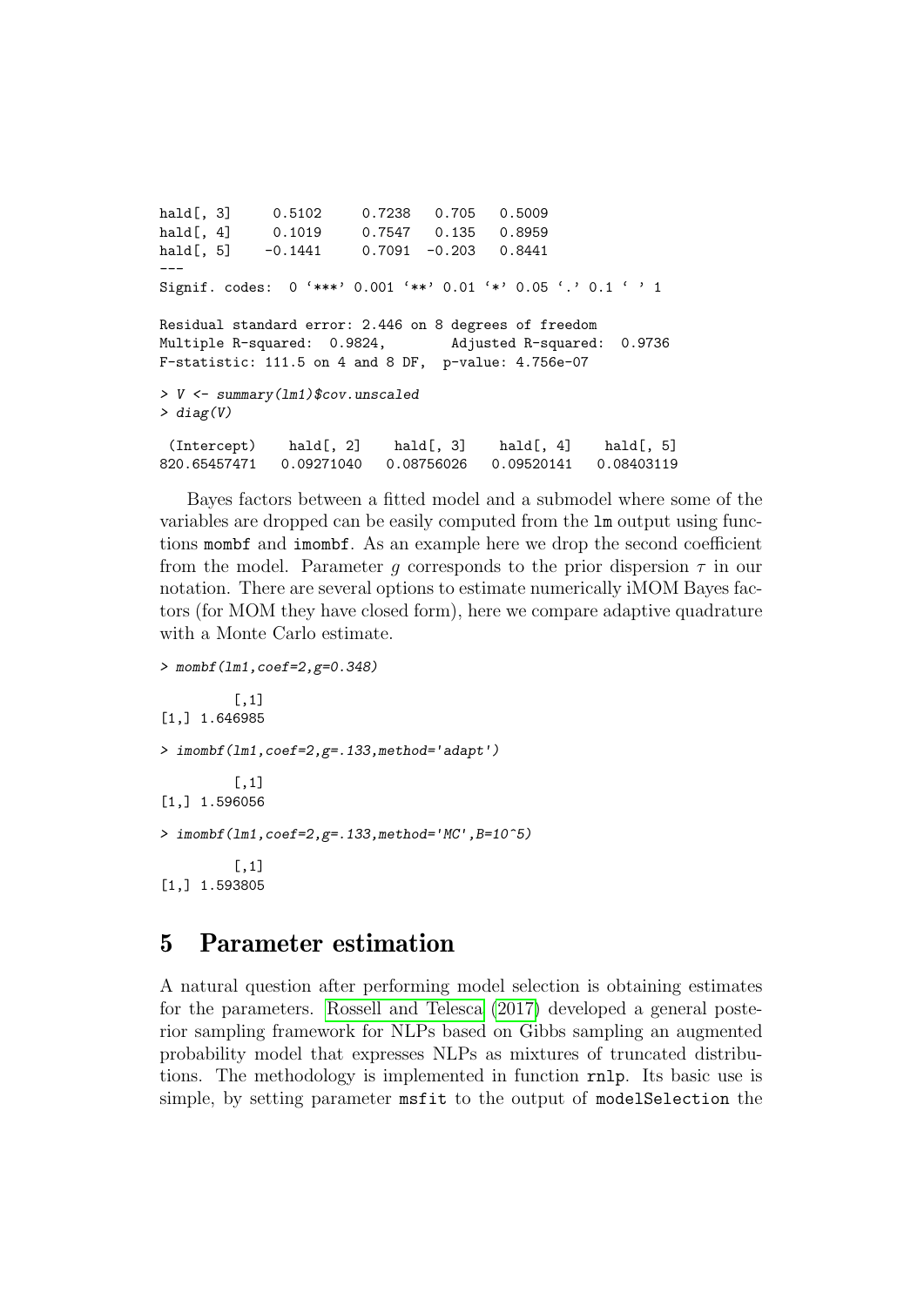```
hald[, 3]     0.5102     0.7238   0.705   0.5009
hald[, 4]     0.1019     0.7547   0.135   0.8959
hald[, 5]    -0.1441     0.7091  -0.203   0.8441
---
Signif. codes:  0 '***' 0.001 '**' 0.01 '*' 0.05 '.' 0.1 ' ' 1

Residual standard error: 2.446 on 8 degrees of freedom
Multiple R-squared:  0.9824,	Adjusted R-squared:  0.9736 
F-statistic: 111.5 on 4 and 8 DF,  p-value: 4.756e-07

> V <- summary(lm1)$cov.unscaled
> diag(V)

 (Intercept)    hald[, 2]    hald[, 3]    hald[, 4]    hald[, 5] 
820.65457471   0.09271040   0.08756026   0.09520141   0.08403119 
```

Bayes factors between a fitted model and a submodel where some of the variables are dropped can be easily computed from the `lm` output using functions `mombf` and `imombf`. As an example here we drop the second coefficient from the model. Parameter $g$ corresponds to the prior dispersion $\tau$ in our notation. There are several options to estimate numerically iMOM Bayes factors (for MOM they have closed form), here we compare adaptive quadrature with a Monte Carlo estimate.

```
> mombf(lm1,coef=2,g=0.348)

         [,1]
[1,] 1.646985

> imombf(lm1,coef=2,g=.133,method='adapt')

         [,1]
[1,] 1.596056

> imombf(lm1,coef=2,g=.133,method='MC',B=10^5)

         [,1]
[1,] 1.593805
```

# 5 Parameter estimation

A natural question after performing model selection is obtaining estimates for the parameters. Rossell and Telesca (2017) developed a general posterior sampling framework for NLPs based on Gibbs sampling an augmented probability model that expresses NLPs as mixtures of truncated distributions. The methodology is implemented in function `rnlp`. Its basic use is simple, by setting parameter `msfit` to the output of `modelSelection` the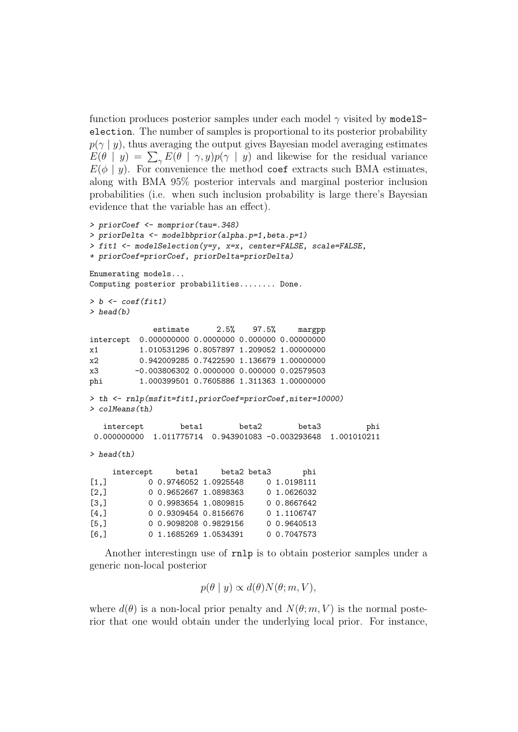function produces posterior samples under each model $\gamma$ visited by `modelSelection`. The number of samples is proportional to its posterior probability $p(\gamma \mid y)$, thus averaging the output gives Bayesian model averaging estimates $E(\theta \mid y) = \sum_\gamma E(\theta \mid \gamma, y) p(\gamma \mid y)$ and likewise for the residual variance $E(\phi \mid y)$. For convenience the method `coef` extracts such BMA estimates, along with BMA 95% posterior intervals and marginal posterior inclusion probabilities (i.e. when such inclusion probability is large there's Bayesian evidence that the variable has an effect).

```
> priorCoef <- momprior(tau=.348)
> priorDelta <- modelbbprior(alpha.p=1,beta.p=1)
> fit1 <- modelSelection(y=y, x=x, center=FALSE, scale=FALSE,
+ priorCoef=priorCoef, priorDelta=priorDelta)

Enumerating models...
Computing posterior probabilities........ Done.

> b <- coef(fit1)
> head(b)

              estimate      2.5%    97.5%     margpp
intercept  0.000000000 0.0000000 0.000000 0.00000000
x1         1.010531296 0.8057897 1.209052 1.00000000
x2         0.942009285 0.7422590 1.136679 1.00000000
x3        -0.003806302 0.0000000 0.000000 0.02579503
phi        1.000399501 0.7605886 1.311363 1.00000000

> th <- rnlp(msfit=fit1,priorCoef=priorCoef,niter=10000)
> colMeans(th)

   intercept        beta1        beta2        beta3          phi
 0.000000000  1.011775714  0.943901083 -0.003293648  1.001010211

> head(th)

     intercept     beta1     beta2 beta3       phi
[1,]         0 0.9746052 1.0925548     0 1.0198111
[2,]         0 0.9652667 1.0898363     0 1.0626032
[3,]         0 0.9983654 1.0809815     0 0.8667642
[4,]         0 0.9309454 0.8156676     0 1.1106747
[5,]         0 0.9098208 0.9829156     0 0.9640513
[6,]         0 1.1685269 1.0534391     0 0.7047573
```

Another interestingn use of `rnlp` is to obtain posterior samples under a generic non-local posterior

$$p(\theta \mid y) \propto d(\theta) N(\theta; m, V),$$

where $d(\theta)$ is a non-local prior penalty and $N(\theta; m, V)$ is the normal posterior that one would obtain under the underlying local prior. For instance,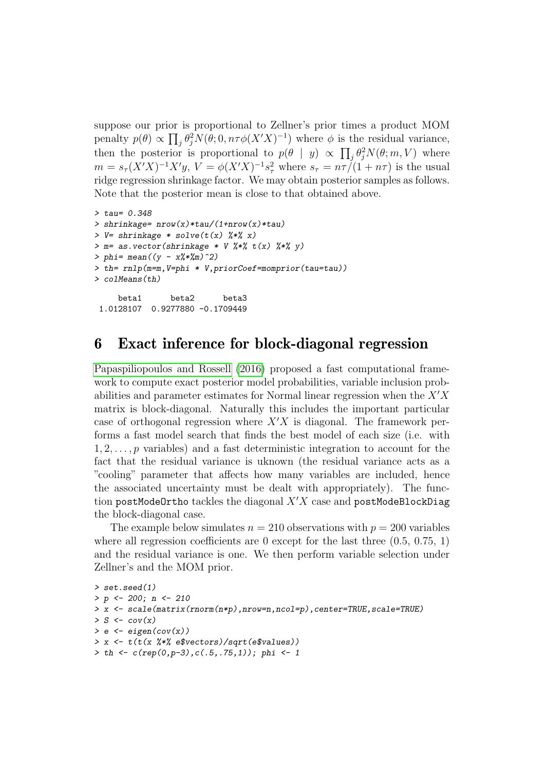suppose our prior is proportional to Zellner's prior times a product MOM penalty $p(\theta) \propto \prod_j \theta_j^2 N(\theta; 0, n\tau\phi(X'X)^{-1})$ where $\phi$ is the residual variance, then the posterior is proportional to $p(\theta \mid y) \propto \prod_j \theta_j^2 N(\theta; m, V)$ where $m = s_\tau (X'X)^{-1} X'y$, $V = \phi(X'X)^{-1} s_\tau^2$ where $s_\tau = n\tau/(1 + n\tau)$ is the usual ridge regression shrinkage factor. We may obtain posterior samples as follows. Note that the posterior mean is close to that obtained above.

```
> tau= 0.348
> shrinkage= nrow(x)*tau/(1+nrow(x)*tau)
> V= shrinkage * solve(t(x) %*% x)
> m= as.vector(shrinkage * V %*% t(x) %*% y)
> phi= mean((y - x%*%m)^2)
> th= rnlp(m=m,V=phi * V,priorCoef=momprior(tau=tau))
> colMeans(th)

     beta1      beta2      beta3 
 1.0128107  0.9277880 -0.1709449 
```

# 6 Exact inference for block-diagonal regression

Papaspiliopoulos and Rossell (2016) proposed a fast computational framework to compute exact posterior model probabilities, variable inclusion probabilities and parameter estimates for Normal linear regression when the $X'X$ matrix is block-diagonal. Naturally this includes the important particular case of orthogonal regression where $X'X$ is diagonal. The framework performs a fast model search that finds the best model of each size (i.e. with $1, 2, \ldots, p$ variables) and a fast deterministic integration to account for the fact that the residual variance is uknown (the residual variance acts as a "cooling" parameter that affects how many variables are included, hence the associated uncertainty must be dealt with appropriately). The function `postModeOrtho` tackles the diagonal $X'X$ case and `postModeBlockDiag` the block-diagonal case.

The example below simulates $n = 210$ observations with $p = 200$ variables where all regression coefficients are 0 except for the last three (0.5, 0.75, 1) and the residual variance is one. We then perform variable selection under Zellner's and the MOM prior.

```
> set.seed(1)
> p <- 200; n <- 210
> x <- scale(matrix(rnorm(n*p),nrow=n,ncol=p),center=TRUE,scale=TRUE)
> S <- cov(x)
> e <- eigen(cov(x))
> x <- t(t(x %*% e$vectors)/sqrt(e$values))
> th <- c(rep(0,p-3),c(.5,.75,1)); phi <- 1
```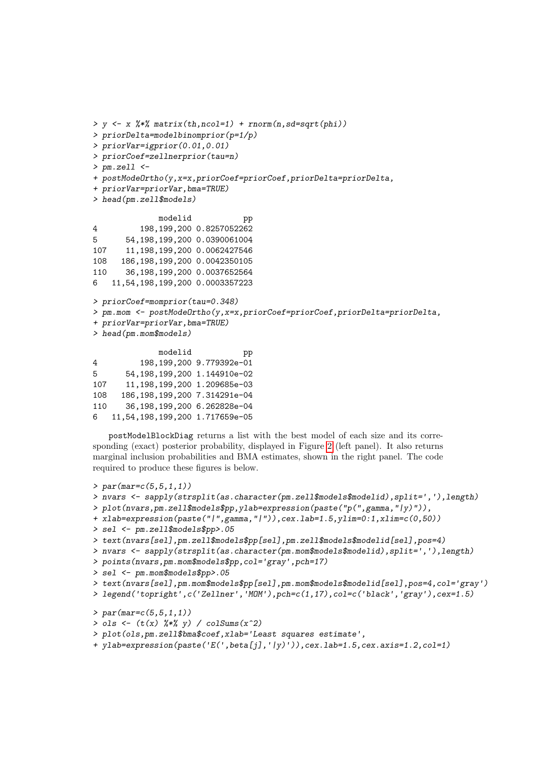```
> y <- x %*% matrix(th,ncol=1) + rnorm(n,sd=sqrt(phi))
> priorDelta=modelbinomprior(p=1/p)
> priorVar=igprior(0.01,0.01)
> priorCoef=zellnerprior(tau=n)
> pm.zell <-
+ postModeOrtho(y,x=x,priorCoef=priorCoef,priorDelta=priorDelta,
+ priorVar=priorVar,bma=TRUE)
> head(pm.zell$models)

             modelid           pp
4        198,199,200 0.8257052262
5     54,198,199,200 0.0390061004
107   11,198,199,200 0.0062427546
108  186,198,199,200 0.0042350105
110   36,198,199,200 0.0037652564
6  11,54,198,199,200 0.0003357223

> priorCoef=momprior(tau=0.348)
> pm.mom <- postModeOrtho(y,x=x,priorCoef=priorCoef,priorDelta=priorDelta,
+ priorVar=priorVar,bma=TRUE)
> head(pm.mom$models)

             modelid           pp
4        198,199,200 9.779392e-01
5     54,198,199,200 1.144910e-02
107   11,198,199,200 1.209685e-03
108  186,198,199,200 7.314291e-04
110   36,198,199,200 6.262828e-04
6  11,54,198,199,200 1.717659e-05
```

postModelBlockDiag returns a list with the best model of each size and its corresponding (exact) posterior probability, displayed in Figure 2 (left panel). It also returns marginal inclusion probabilities and BMA estimates, shown in the right panel. The code required to produce these figures is below.

```
> par(mar=c(5,5,1,1))
> nvars <- sapply(strsplit(as.character(pm.zell$models$modelid),split=','),length)
> plot(nvars,pm.zell$models$pp,ylab=expression(paste("p(",gamma,"|y)")),
+ xlab=expression(paste("|",gamma,"|")),cex.lab=1.5,ylim=0:1,xlim=c(0,50))
> sel <- pm.zell$models$pp>.05
> text(nvars[sel],pm.zell$models$pp[sel],pm.zell$models$modelid[sel],pos=4)
> nvars <- sapply(strsplit(as.character(pm.mom$models$modelid),split=','),length)
> points(nvars,pm.mom$models$pp,col='gray',pch=17)
> sel <- pm.mom$models$pp>.05
> text(nvars[sel],pm.mom$models$pp[sel],pm.mom$models$modelid[sel],pos=4,col='gray')
> legend('topright',c('Zellner','MOM'),pch=c(1,17),col=c('black','gray'),cex=1.5)

> par(mar=c(5,5,1,1))
> ols <- (t(x) %*% y) / colSums(x^2)
> plot(ols,pm.zell$bma$coef,xlab='Least squares estimate',
+ ylab=expression(paste('E(',beta[j],'|y)')),cex.lab=1.5,cex.axis=1.2,col=1)
```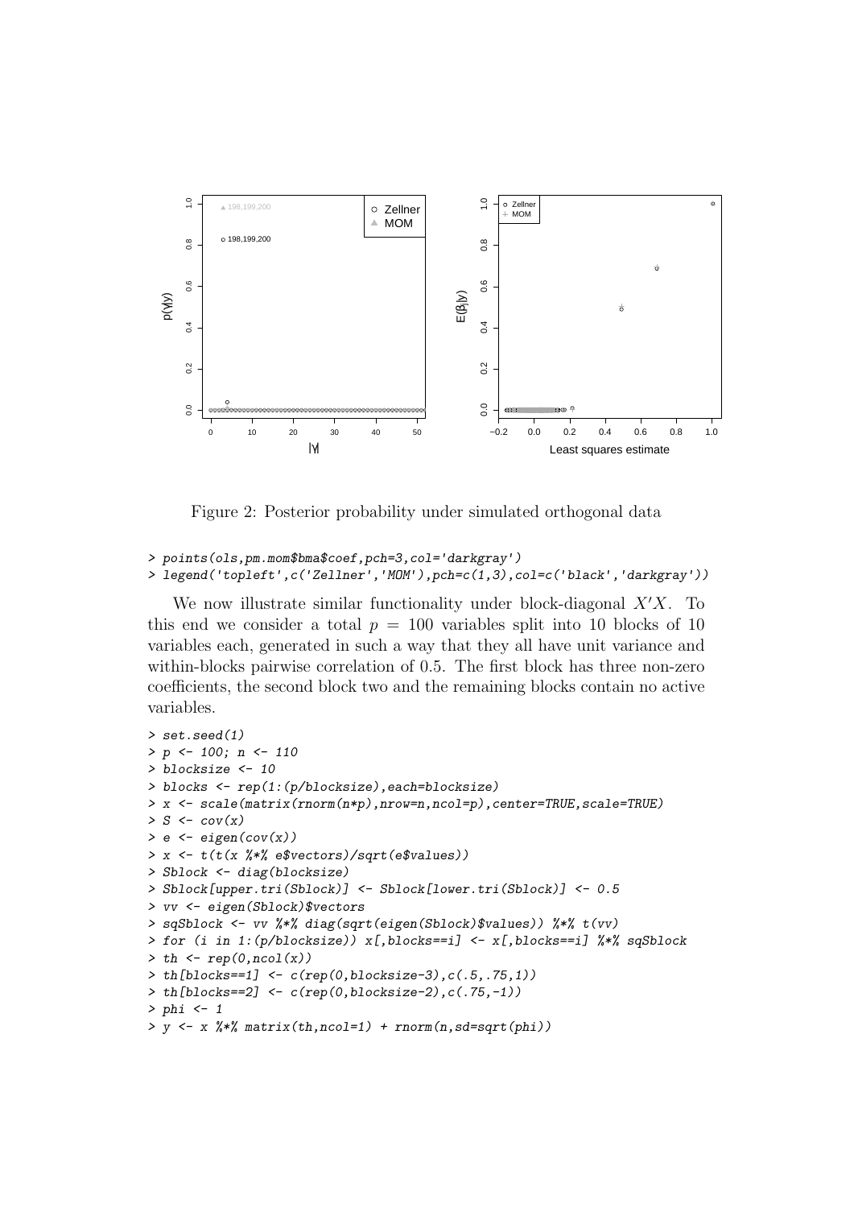Figure 2: Posterior probability under simulated orthogonal data

```
> points(ols,pm.mom$bma$coef,pch=3,col='darkgray')
> legend('topleft',c('Zellner','MOM'),pch=c(1,3),col=c('black','darkgray'))
```

We now illustrate similar functionality under block-diagonal $X'X$. To this end we consider a total $p = 100$ variables split into 10 blocks of 10 variables each, generated in such a way that they all have unit variance and within-blocks pairwise correlation of 0.5. The first block has three non-zero coefficients, the second block two and the remaining blocks contain no active variables.

```
> set.seed(1)
> p <- 100; n <- 110
> blocksize <- 10
> blocks <- rep(1:(p/blocksize),each=blocksize)
> x <- scale(matrix(rnorm(n*p),nrow=n,ncol=p),center=TRUE,scale=TRUE)
> S <- cov(x)
> e <- eigen(cov(x))
> x <- t(t(x %*% e$vectors)/sqrt(e$values))
> Sblock <- diag(blocksize)
> Sblock[upper.tri(Sblock)] <- Sblock[lower.tri(Sblock)] <- 0.5
> vv <- eigen(Sblock)$vectors
> sqSblock <- vv %*% diag(sqrt(eigen(Sblock)$values)) %*% t(vv)
> for (i in 1:(p/blocksize)) x[,blocks==i] <- x[,blocks==i] %*% sqSblock
> th <- rep(0,ncol(x))
> th[blocks==1] <- c(rep(0,blocksize-3),c(.5,.75,1))
> th[blocks==2] <- c(rep(0,blocksize-2),c(.75,-1))
> phi <- 1
> y <- x %*% matrix(th,ncol=1) + rnorm(n,sd=sqrt(phi))
```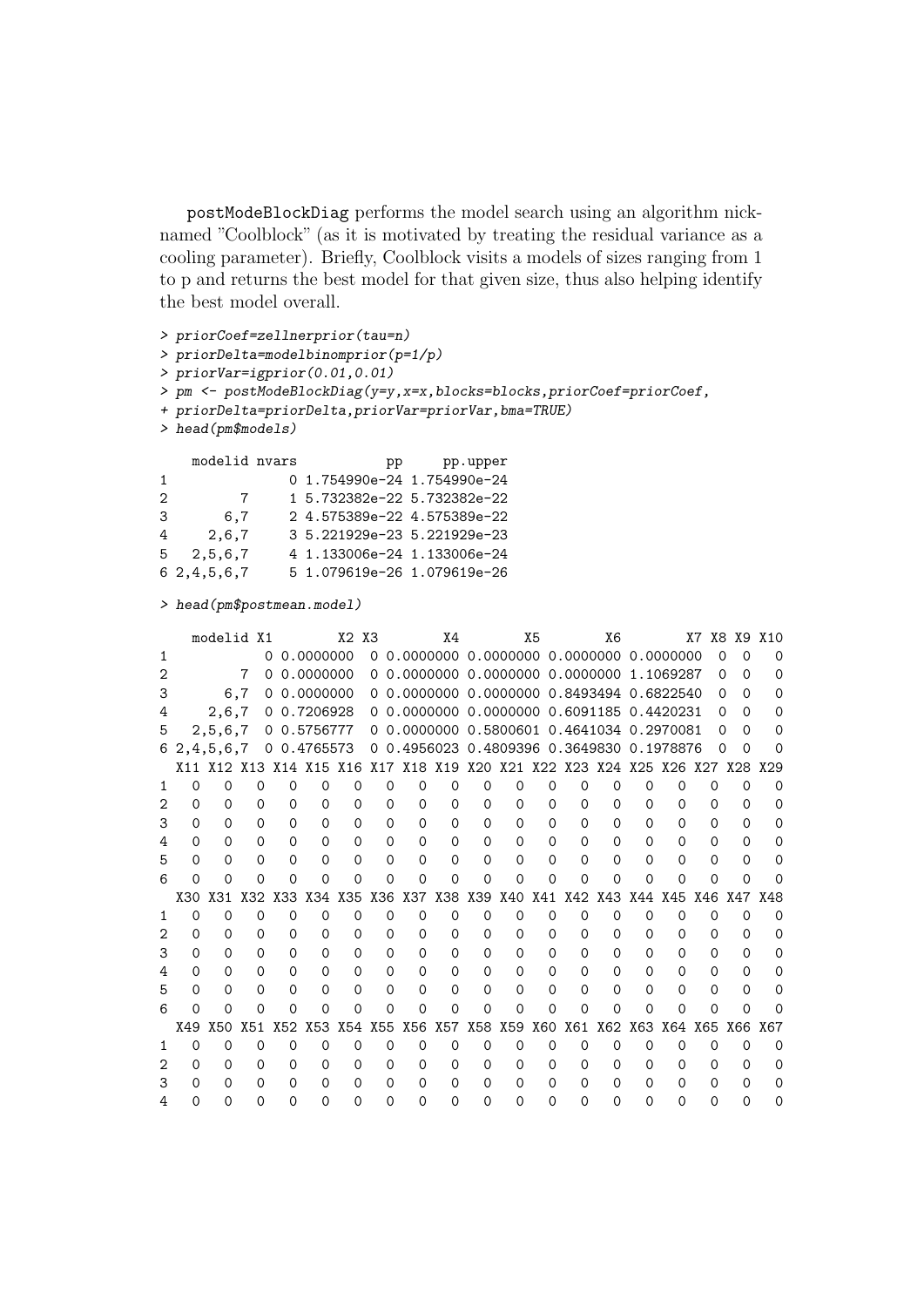`postModeBlockDiag` performs the model search using an algorithm nicknamed "Coolblock" (as it is motivated by treating the residual variance as a cooling parameter). Briefly, Coolblock visits a models of sizes ranging from 1 to p and returns the best model for that given size, thus also helping identify the best model overall.

```
> priorCoef=zellnerprior(tau=n)
> priorDelta=modelbinomprior(p=1/p)
> priorVar=igprior(0.01,0.01)
> pm <- postModeBlockDiag(y=y,x=x,blocks=blocks,priorCoef=priorCoef,
+ priorDelta=priorDelta,priorVar=priorVar,bma=TRUE)
> head(pm$models)

    modelid nvars           pp     pp.upper
1               0 1.754990e-24 1.754990e-24
2         7     1 5.732382e-22 5.732382e-22
3       6,7     2 4.575389e-22 4.575389e-22
4     2,6,7     3 5.221929e-23 5.221929e-23
5   2,5,6,7     4 1.133006e-24 1.133006e-24
6 2,4,5,6,7     5 1.079619e-26 1.079619e-26

> head(pm$postmean.model)

    modelid X1        X2 X3        X4        X5        X6        X7 X8 X9 X10
1            0 0.0000000  0 0.0000000 0.0000000 0.0000000 0.0000000  0  0   0
2         7  0 0.0000000  0 0.0000000 0.0000000 0.0000000 1.1069287  0  0   0
3       6,7  0 0.0000000  0 0.0000000 0.0000000 0.8493494 0.6822540  0  0   0
4     2,6,7  0 0.7206928  0 0.0000000 0.0000000 0.6091185 0.4420231  0  0   0
5   2,5,6,7  0 0.5756777  0 0.0000000 0.5800601 0.4641034 0.2970081  0  0   0
6 2,4,5,6,7  0 0.4765573  0 0.4956023 0.4809396 0.3649830 0.1978876  0  0   0
  X11 X12 X13 X14 X15 X16 X17 X18 X19 X20 X21 X22 X23 X24 X25 X26 X27 X28 X29
1   0   0   0   0   0   0   0   0   0   0   0   0   0   0   0   0   0   0   0
2   0   0   0   0   0   0   0   0   0   0   0   0   0   0   0   0   0   0   0
3   0   0   0   0   0   0   0   0   0   0   0   0   0   0   0   0   0   0   0
4   0   0   0   0   0   0   0   0   0   0   0   0   0   0   0   0   0   0   0
5   0   0   0   0   0   0   0   0   0   0   0   0   0   0   0   0   0   0   0
6   0   0   0   0   0   0   0   0   0   0   0   0   0   0   0   0   0   0   0
  X30 X31 X32 X33 X34 X35 X36 X37 X38 X39 X40 X41 X42 X43 X44 X45 X46 X47 X48
1   0   0   0   0   0   0   0   0   0   0   0   0   0   0   0   0   0   0   0
2   0   0   0   0   0   0   0   0   0   0   0   0   0   0   0   0   0   0   0
3   0   0   0   0   0   0   0   0   0   0   0   0   0   0   0   0   0   0   0
4   0   0   0   0   0   0   0   0   0   0   0   0   0   0   0   0   0   0   0
5   0   0   0   0   0   0   0   0   0   0   0   0   0   0   0   0   0   0   0
6   0   0   0   0   0   0   0   0   0   0   0   0   0   0   0   0   0   0   0
  X49 X50 X51 X52 X53 X54 X55 X56 X57 X58 X59 X60 X61 X62 X63 X64 X65 X66 X67
1   0   0   0   0   0   0   0   0   0   0   0   0   0   0   0   0   0   0   0
2   0   0   0   0   0   0   0   0   0   0   0   0   0   0   0   0   0   0   0
3   0   0   0   0   0   0   0   0   0   0   0   0   0   0   0   0   0   0   0
4   0   0   0   0   0   0   0   0   0   0   0   0   0   0   0   0   0   0   0
```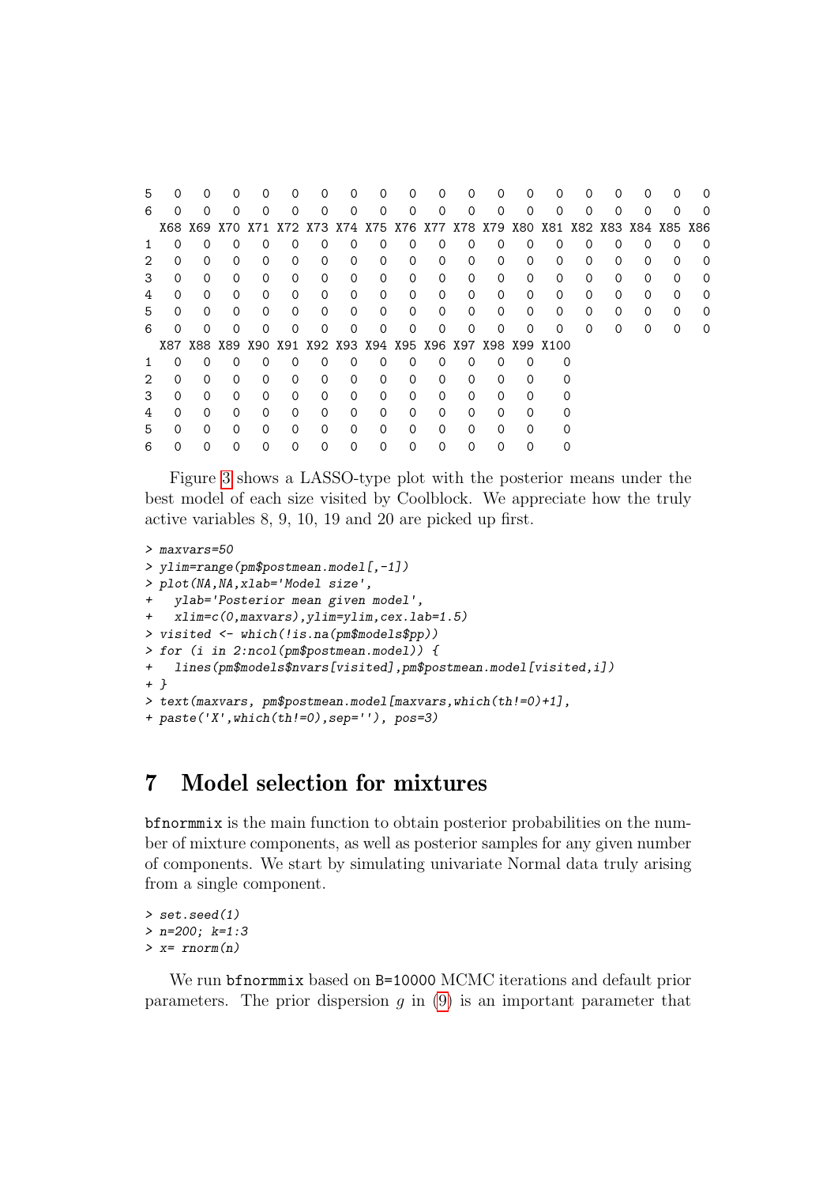```
5  0   0   0   0   0   0   0   0   0   0   0   0   0   0   0   0   0   0   0
6  0   0   0   0   0   0   0   0   0   0   0   0   0   0   0   0   0   0   0
  X68 X69 X70 X71 X72 X73 X74 X75 X76 X77 X78 X79 X80 X81 X82 X83 X84 X85 X86
1  0   0   0   0   0   0   0   0   0   0   0   0   0   0   0   0   0   0   0
2  0   0   0   0   0   0   0   0   0   0   0   0   0   0   0   0   0   0   0
3  0   0   0   0   0   0   0   0   0   0   0   0   0   0   0   0   0   0   0
4  0   0   0   0   0   0   0   0   0   0   0   0   0   0   0   0   0   0   0
5  0   0   0   0   0   0   0   0   0   0   0   0   0   0   0   0   0   0   0
6  0   0   0   0   0   0   0   0   0   0   0   0   0   0   0   0   0   0   0
  X87 X88 X89 X90 X91 X92 X93 X94 X95 X96 X97 X98 X99 X100
1  0   0   0   0   0   0   0   0   0   0   0   0   0    0
2  0   0   0   0   0   0   0   0   0   0   0   0   0    0
3  0   0   0   0   0   0   0   0   0   0   0   0   0    0
4  0   0   0   0   0   0   0   0   0   0   0   0   0    0
5  0   0   0   0   0   0   0   0   0   0   0   0   0    0
6  0   0   0   0   0   0   0   0   0   0   0   0   0    0
```

Figure 3 shows a LASSO-type plot with the posterior means under the best model of each size visited by Coolblock. We appreciate how the truly active variables 8, 9, 10, 19 and 20 are picked up first.

```
> maxvars=50
> ylim=range(pm$postmean.model[,-1])
> plot(NA,NA,xlab='Model size',
+   ylab='Posterior mean given model',
+   xlim=c(0,maxvars),ylim=ylim,cex.lab=1.5)
> visited <- which(!is.na(pm$models$pp))
> for (i in 2:ncol(pm$postmean.model)) {
+   lines(pm$models$nvars[visited],pm$postmean.model[visited,i])
+ }
> text(maxvars, pm$postmean.model[maxvars,which(th!=0)+1],
+ paste('X',which(th!=0),sep=''), pos=3)
```

# 7 Model selection for mixtures

`bfnormmix` is the main function to obtain posterior probabilities on the number of mixture components, as well as posterior samples for any given number of components. We start by simulating univariate Normal data truly arising from a single component.

```
> set.seed(1)
> n=200; k=1:3
> x= rnorm(n)
```

We run `bfnormmix` based on `B=10000` MCMC iterations and default prior parameters. The prior dispersion $g$ in (9) is an important parameter that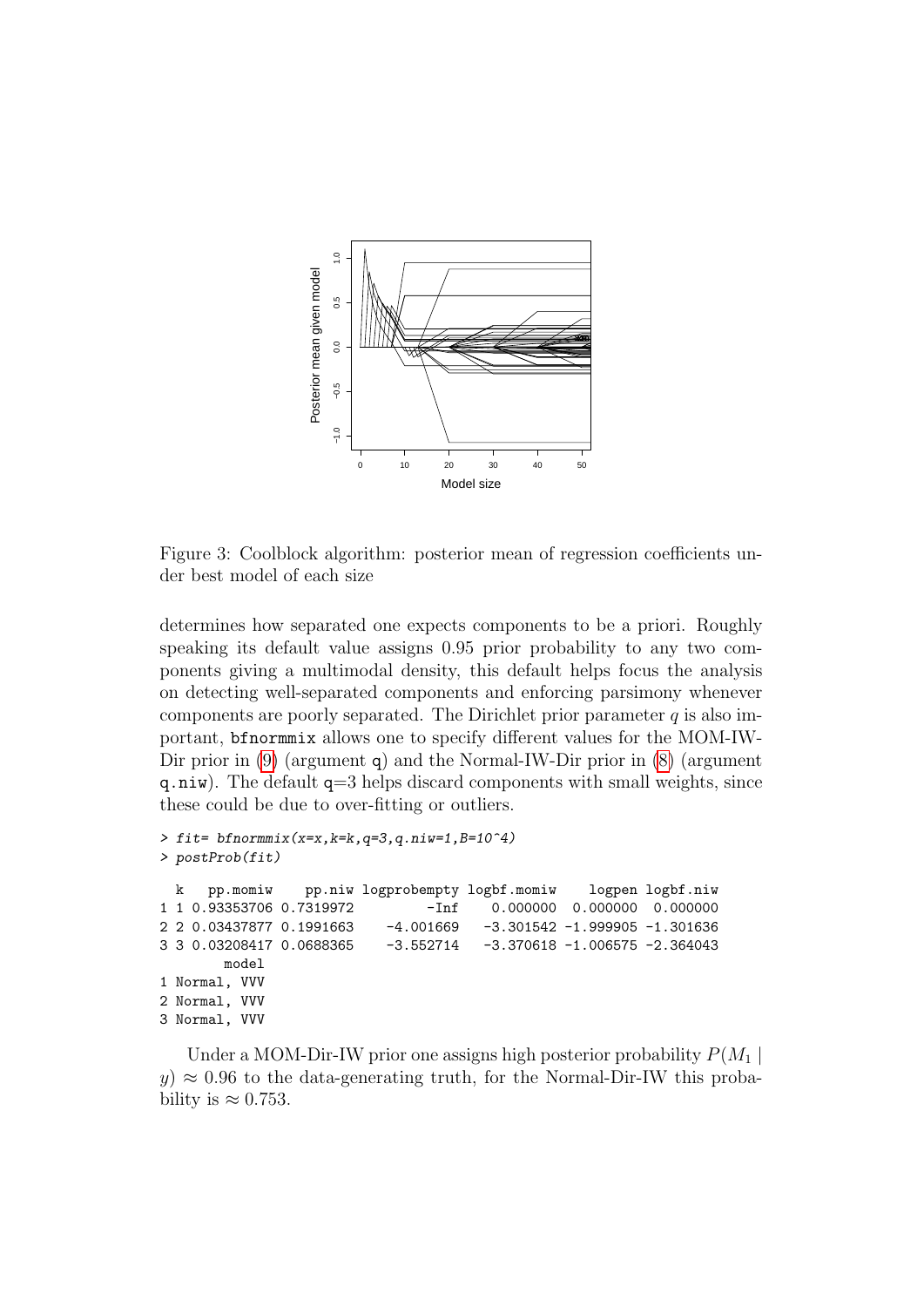Figure 3: Coolblock algorithm: posterior mean of regression coefficients under best model of each size

determines how separated one expects components to be a priori. Roughly speaking its default value assigns 0.95 prior probability to any two components giving a multimodal density, this default helps focus the analysis on detecting well-separated components and enforcing parsimony whenever components are poorly separated. The Dirichlet prior parameter $q$ is also important, `bfnormmix` allows one to specify different values for the MOM-IW-Dir prior in (9) (argument `q`) and the Normal-IW-Dir prior in (8) (argument `q.niw`). The default `q=3` helps discard components with small weights, since these could be due to over-fitting or outliers.

```
> fit= bfnormmix(x=x,k=k,q=3,q.niw=1,B=10^4)
> postProb(fit)

  k    pp.momiw     pp.niw logprobempty logbf.momiw    logpen logbf.niw
1 1 0.93353706 0.7319972         -Inf    0.000000  0.000000  0.000000
2 2 0.03437877 0.1991663    -4.001669   -3.301542 -1.999905 -1.301636
3 3 0.03208417 0.0688365    -3.552714   -3.370618 -1.006575 -2.364043
        model
1 Normal, VVV
2 Normal, VVV
3 Normal, VVV
```

Under a MOM-Dir-IW prior one assigns high posterior probability $P(M_1 \mid y) \approx 0.96$ to the data-generating truth, for the Normal-Dir-IW this probability is $\approx 0.753$.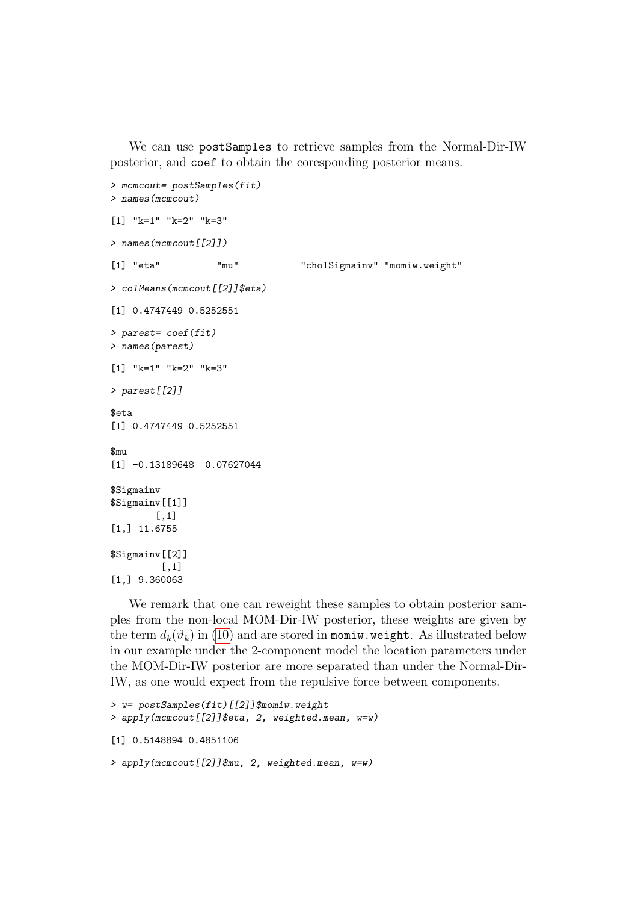We can use `postSamples` to retrieve samples from the Normal-Dir-IW posterior, and `coef` to obtain the coresponding posterior means.

```
> mcmcout= postSamples(fit)
> names(mcmcout)

[1] "k=1" "k=2" "k=3"

> names(mcmcout[[2]])

[1] "eta"          "mu"           "cholSigmainv" "momiw.weight"

> colMeans(mcmcout[[2]]$eta)

[1] 0.4747449 0.5252551

> parest= coef(fit)
> names(parest)

[1] "k=1" "k=2" "k=3"

> parest[[2]]

$eta
[1] 0.4747449 0.5252551

$mu
[1] -0.13189648  0.07627044

$Sigmainv
$Sigmainv[[1]]
        [,1]
[1,] 11.6755

$Sigmainv[[2]]
         [,1]
[1,] 9.360063
```

We remark that one can reweight these samples to obtain posterior samples from the non-local MOM-Dir-IW posterior, these weights are given by the term $d_k(\vartheta_k)$ in (10) and are stored in `momiw.weight`. As illustrated below in our example under the 2-component model the location parameters under the MOM-Dir-IW posterior are more separated than under the Normal-Dir-IW, as one would expect from the repulsive force between components.

```
> w= postSamples(fit)[[2]]$momiw.weight
> apply(mcmcout[[2]]$eta, 2, weighted.mean, w=w)

[1] 0.5148894 0.4851106

> apply(mcmcout[[2]]$mu, 2, weighted.mean, w=w)
```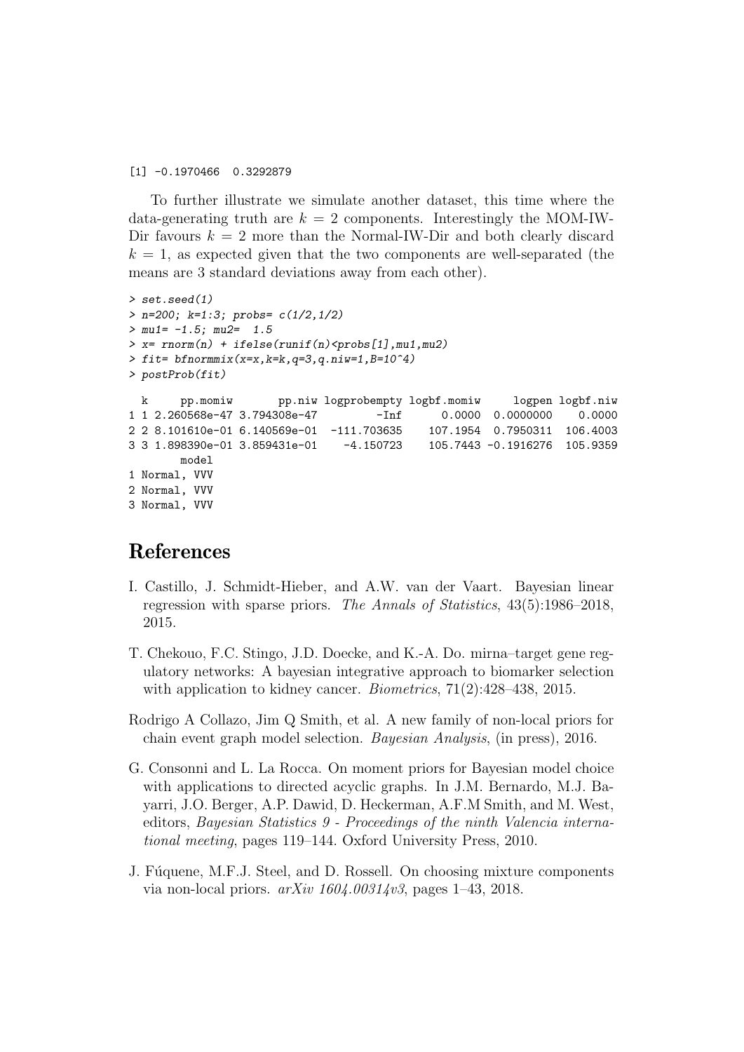```
[1] -0.1970466  0.3292879
```

To further illustrate we simulate another dataset, this time where the data-generating truth are $k = 2$ components. Interestingly the MOM-IW-Dir favours $k = 2$ more than the Normal-IW-Dir and both clearly discard $k = 1$, as expected given that the two components are well-separated (the means are 3 standard deviations away from each other).

```
> set.seed(1)
> n=200; k=1:3; probs= c(1/2,1/2)
> mu1= -1.5; mu2=  1.5
> x= rnorm(n) + ifelse(runif(n)<probs[1],mu1,mu2)
> fit= bfnormmix(x=x,k=k,q=3,q.niw=1,B=10^4)
> postProb(fit)

  k      pp.momiw       pp.niw logprobempty logbf.momiw     logpen logbf.niw
1 1 2.260568e-47 3.794308e-47         -Inf      0.0000  0.0000000    0.0000
2 2 8.101610e-01 6.140569e-01  -111.703635    107.1954  0.7950311  106.4003
3 3 1.898390e-01 3.859431e-01    -4.150723    105.7443 -0.1916276  105.9359
        model
1 Normal, VVV
2 Normal, VVV
3 Normal, VVV
```

# References

I. Castillo, J. Schmidt-Hieber, and A.W. van der Vaart. Bayesian linear regression with sparse priors. *The Annals of Statistics*, 43(5):1986–2018, 2015.

T. Chekouo, F.C. Stingo, J.D. Doecke, and K.-A. Do. mirna–target gene regulatory networks: A bayesian integrative approach to biomarker selection with application to kidney cancer. *Biometrics*, 71(2):428–438, 2015.

Rodrigo A Collazo, Jim Q Smith, et al. A new family of non-local priors for chain event graph model selection. *Bayesian Analysis*, (in press), 2016.

G. Consonni and L. La Rocca. On moment priors for Bayesian model choice with applications to directed acyclic graphs. In J.M. Bernardo, M.J. Bayarri, J.O. Berger, A.P. Dawid, D. Heckerman, A.F.M Smith, and M. West, editors, *Bayesian Statistics 9 - Proceedings of the ninth Valencia international meeting*, pages 119–144. Oxford University Press, 2010.

J. Fúquene, M.F.J. Steel, and D. Rossell. On choosing mixture components via non-local priors. *arXiv 1604.00314v3*, pages 1–43, 2018.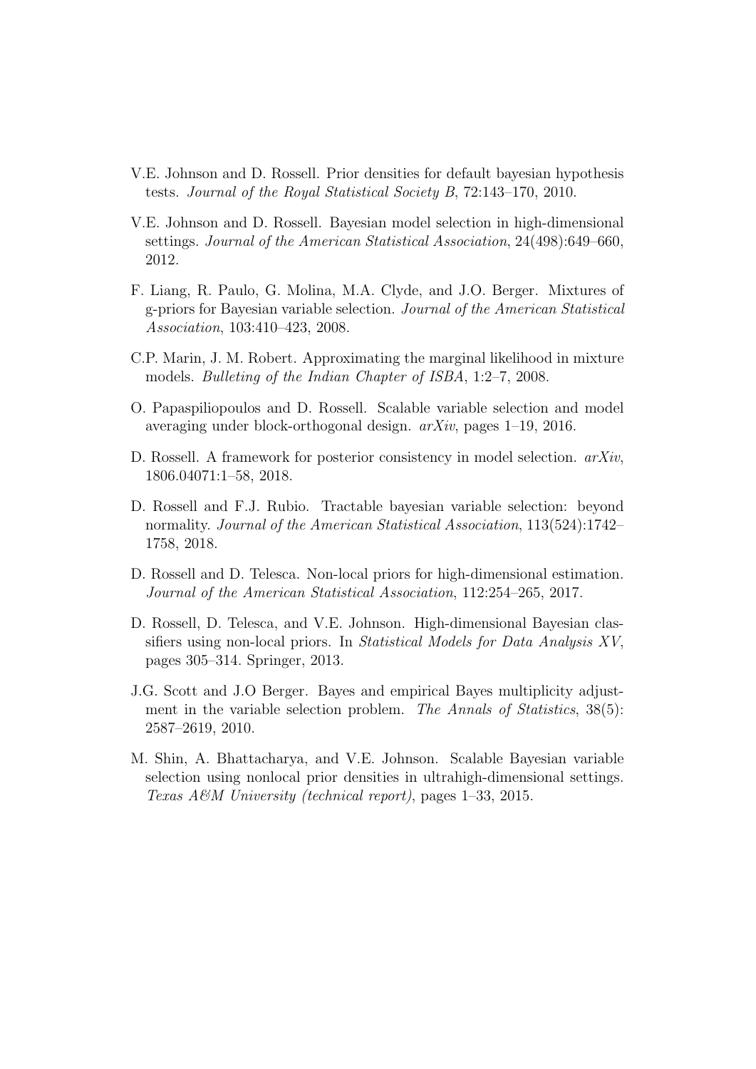V.E. Johnson and D. Rossell. Prior densities for default bayesian hypothesis tests. *Journal of the Royal Statistical Society B*, 72:143–170, 2010.

V.E. Johnson and D. Rossell. Bayesian model selection in high-dimensional settings. *Journal of the American Statistical Association*, 24(498):649–660, 2012.

F. Liang, R. Paulo, G. Molina, M.A. Clyde, and J.O. Berger. Mixtures of g-priors for Bayesian variable selection. *Journal of the American Statistical Association*, 103:410–423, 2008.

C.P. Marin, J. M. Robert. Approximating the marginal likelihood in mixture models. *Bulleting of the Indian Chapter of ISBA*, 1:2–7, 2008.

O. Papaspiliopoulos and D. Rossell. Scalable variable selection and model averaging under block-orthogonal design. *arXiv*, pages 1–19, 2016.

D. Rossell. A framework for posterior consistency in model selection. *arXiv*, 1806.04071:1–58, 2018.

D. Rossell and F.J. Rubio. Tractable bayesian variable selection: beyond normality. *Journal of the American Statistical Association*, 113(524):1742–1758, 2018.

D. Rossell and D. Telesca. Non-local priors for high-dimensional estimation. *Journal of the American Statistical Association*, 112:254–265, 2017.

D. Rossell, D. Telesca, and V.E. Johnson. High-dimensional Bayesian classifiers using non-local priors. In *Statistical Models for Data Analysis XV*, pages 305–314. Springer, 2013.

J.G. Scott and J.O Berger. Bayes and empirical Bayes multiplicity adjustment in the variable selection problem. *The Annals of Statistics*, 38(5): 2587–2619, 2010.

M. Shin, A. Bhattacharya, and V.E. Johnson. Scalable Bayesian variable selection using nonlocal prior densities in ultrahigh-dimensional settings. *Texas A&M University (technical report)*, pages 1–33, 2015.